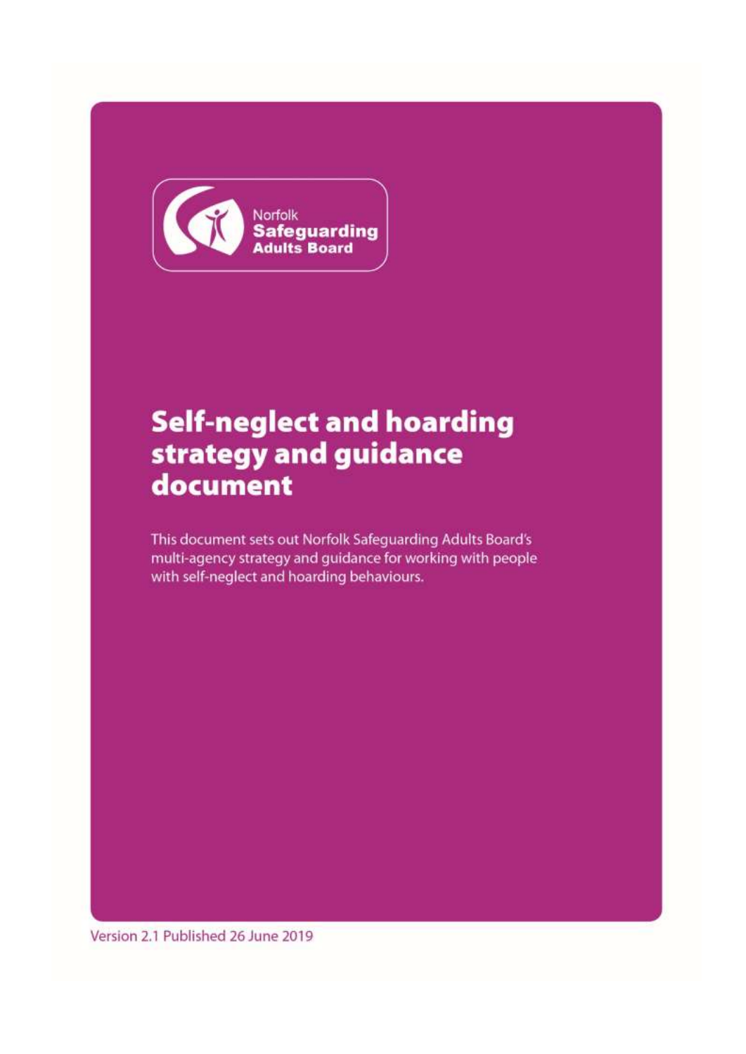Norfolk
**Safeguarding**
**Adults Board**

# Self-neglect and hoarding strategy and guidance document

This document sets out Norfolk Safeguarding Adults Board's multi-agency strategy and guidance for working with people with self-neglect and hoarding behaviours.

Version 2.1 Published 26 June 2019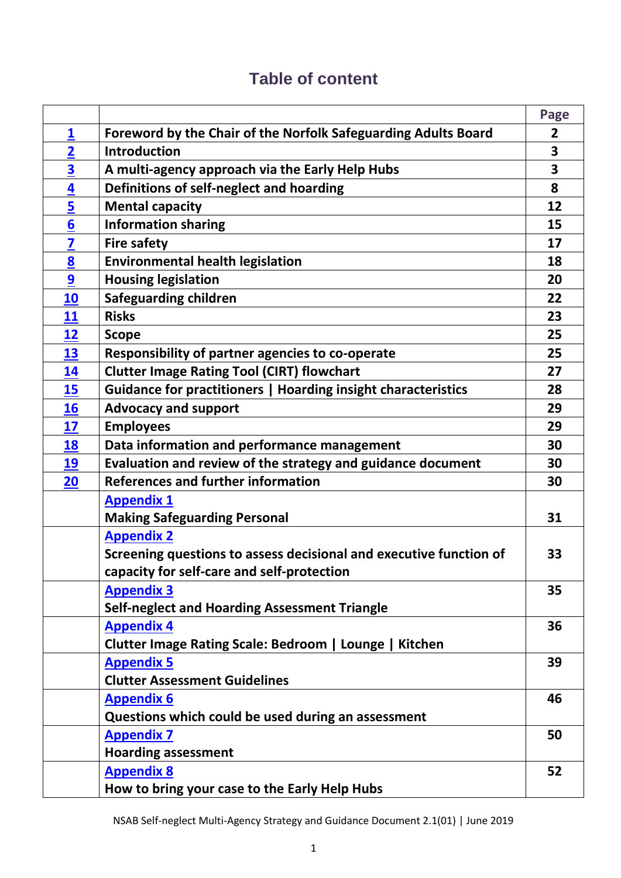# Table of content

| | | Page |
|---|---|---|
| 1 | **Foreword by the Chair of the Norfolk Safeguarding Adults Board** | 2 |
| 2 | **Introduction** | 3 |
| 3 | **A multi-agency approach via the Early Help Hubs** | 3 |
| 4 | **Definitions of self-neglect and hoarding** | 8 |
| 5 | **Mental capacity** | 12 |
| 6 | **Information sharing** | 15 |
| 7 | **Fire safety** | 17 |
| 8 | **Environmental health legislation** | 18 |
| 9 | **Housing legislation** | 20 |
| 10 | **Safeguarding children** | 22 |
| 11 | **Risks** | 23 |
| 12 | **Scope** | 25 |
| 13 | **Responsibility of partner agencies to co-operate** | 25 |
| 14 | **Clutter Image Rating Tool (CIRT) flowchart** | 27 |
| 15 | **Guidance for practitioners \| Hoarding insight characteristics** | 28 |
| 16 | **Advocacy and support** | 29 |
| 17 | **Employees** | 29 |
| 18 | **Data information and performance management** | 30 |
| 19 | **Evaluation and review of the strategy and guidance document** | 30 |
| 20 | **References and further information** | 30 |
| | **Appendix 1** Making Safeguarding Personal | 31 |
| | **Appendix 2** Screening questions to assess decisional and executive function of capacity for self-care and self-protection | 33 |
| | **Appendix 3** Self-neglect and Hoarding Assessment Triangle | 35 |
| | **Appendix 4** Clutter Image Rating Scale: Bedroom \| Lounge \| Kitchen | 36 |
| | **Appendix 5** Clutter Assessment Guidelines | 39 |
| | **Appendix 6** Questions which could be used during an assessment | 46 |
| | **Appendix 7** Hoarding assessment | 50 |
| | **Appendix 8** How to bring your case to the Early Help Hubs | 52 |

NSAB Self-neglect Multi-Agency Strategy and Guidance Document 2.1(01) | June 2019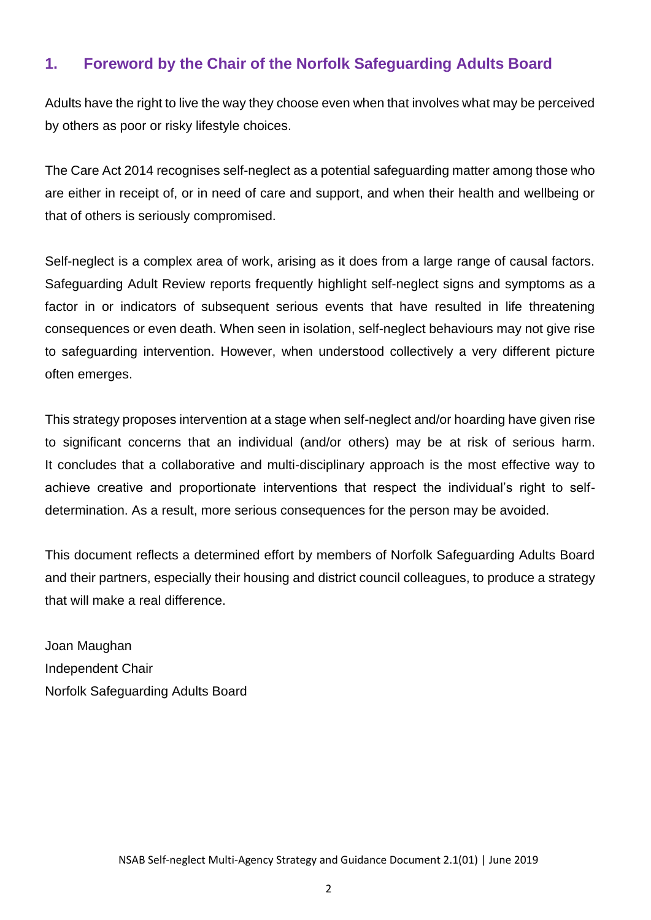## 1. Foreword by the Chair of the Norfolk Safeguarding Adults Board

Adults have the right to live the way they choose even when that involves what may be perceived by others as poor or risky lifestyle choices.

The Care Act 2014 recognises self-neglect as a potential safeguarding matter among those who are either in receipt of, or in need of care and support, and when their health and wellbeing or that of others is seriously compromised.

Self-neglect is a complex area of work, arising as it does from a large range of causal factors. Safeguarding Adult Review reports frequently highlight self-neglect signs and symptoms as a factor in or indicators of subsequent serious events that have resulted in life threatening consequences or even death. When seen in isolation, self-neglect behaviours may not give rise to safeguarding intervention. However, when understood collectively a very different picture often emerges.

This strategy proposes intervention at a stage when self-neglect and/or hoarding have given rise to significant concerns that an individual (and/or others) may be at risk of serious harm. It concludes that a collaborative and multi-disciplinary approach is the most effective way to achieve creative and proportionate interventions that respect the individual's right to self-determination. As a result, more serious consequences for the person may be avoided.

This document reflects a determined effort by members of Norfolk Safeguarding Adults Board and their partners, especially their housing and district council colleagues, to produce a strategy that will make a real difference.

Joan Maughan
Independent Chair
Norfolk Safeguarding Adults Board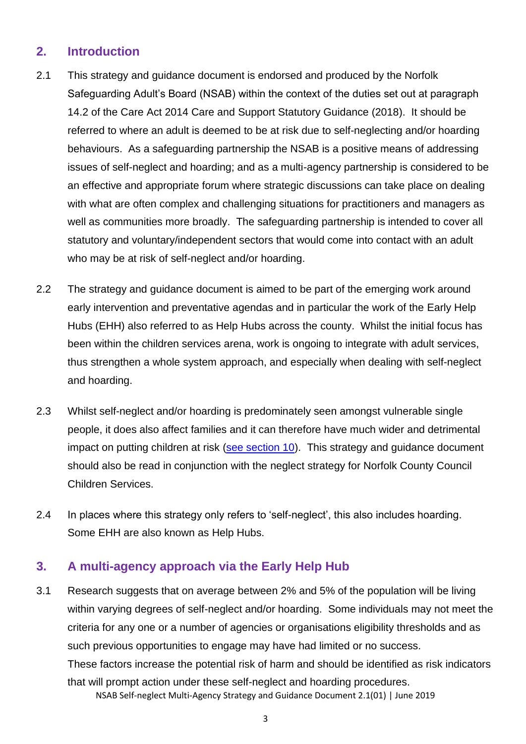## 2. Introduction

2.1 This strategy and guidance document is endorsed and produced by the Norfolk Safeguarding Adult's Board (NSAB) within the context of the duties set out at paragraph 14.2 of the Care Act 2014 Care and Support Statutory Guidance (2018). It should be referred to where an adult is deemed to be at risk due to self-neglecting and/or hoarding behaviours. As a safeguarding partnership the NSAB is a positive means of addressing issues of self-neglect and hoarding; and as a multi-agency partnership is considered to be an effective and appropriate forum where strategic discussions can take place on dealing with what are often complex and challenging situations for practitioners and managers as well as communities more broadly. The safeguarding partnership is intended to cover all statutory and voluntary/independent sectors that would come into contact with an adult who may be at risk of self-neglect and/or hoarding.

2.2 The strategy and guidance document is aimed to be part of the emerging work around early intervention and preventative agendas and in particular the work of the Early Help Hubs (EHH) also referred to as Help Hubs across the county. Whilst the initial focus has been within the children services arena, work is ongoing to integrate with adult services, thus strengthen a whole system approach, and especially when dealing with self-neglect and hoarding.

2.3 Whilst self-neglect and/or hoarding is predominately seen amongst vulnerable single people, it does also affect families and it can therefore have much wider and detrimental impact on putting children at risk (see section 10). This strategy and guidance document should also be read in conjunction with the neglect strategy for Norfolk County Council Children Services.

2.4 In places where this strategy only refers to 'self-neglect', this also includes hoarding. Some EHH are also known as Help Hubs.

## 3. A multi-agency approach via the Early Help Hub

3.1 Research suggests that on average between 2% and 5% of the population will be living within varying degrees of self-neglect and/or hoarding. Some individuals may not meet the criteria for any one or a number of agencies or organisations eligibility thresholds and as such previous opportunities to engage may have had limited or no success. These factors increase the potential risk of harm and should be identified as risk indicators that will prompt action under these self-neglect and hoarding procedures.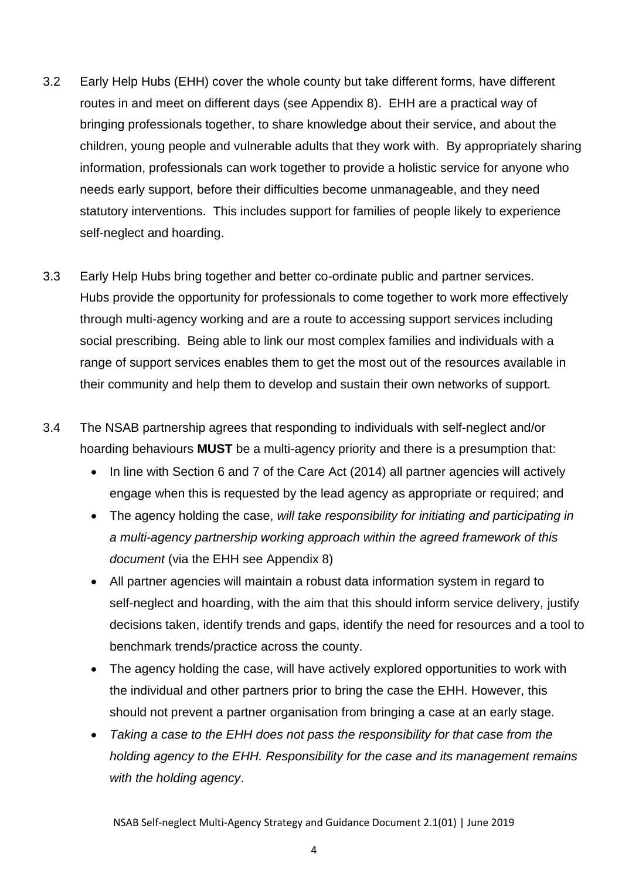3.2 Early Help Hubs (EHH) cover the whole county but take different forms, have different routes in and meet on different days (see Appendix 8). EHH are a practical way of bringing professionals together, to share knowledge about their service, and about the children, young people and vulnerable adults that they work with. By appropriately sharing information, professionals can work together to provide a holistic service for anyone who needs early support, before their difficulties become unmanageable, and they need statutory interventions. This includes support for families of people likely to experience self-neglect and hoarding.

3.3 Early Help Hubs bring together and better co-ordinate public and partner services. Hubs provide the opportunity for professionals to come together to work more effectively through multi-agency working and are a route to accessing support services including social prescribing. Being able to link our most complex families and individuals with a range of support services enables them to get the most out of the resources available in their community and help them to develop and sustain their own networks of support.

3.4 The NSAB partnership agrees that responding to individuals with self-neglect and/or hoarding behaviours **MUST** be a multi-agency priority and there is a presumption that:

- In line with Section 6 and 7 of the Care Act (2014) all partner agencies will actively engage when this is requested by the lead agency as appropriate or required; and
- The agency holding the case, *will take responsibility for initiating and participating in a multi-agency partnership working approach within the agreed framework of this document* (via the EHH see Appendix 8)
- All partner agencies will maintain a robust data information system in regard to self-neglect and hoarding, with the aim that this should inform service delivery, justify decisions taken, identify trends and gaps, identify the need for resources and a tool to benchmark trends/practice across the county.
- The agency holding the case, will have actively explored opportunities to work with the individual and other partners prior to bring the case the EHH. However, this should not prevent a partner organisation from bringing a case at an early stage.
- *Taking a case to the EHH does not pass the responsibility for that case from the holding agency to the EHH. Responsibility for the case and its management remains with the holding agency*.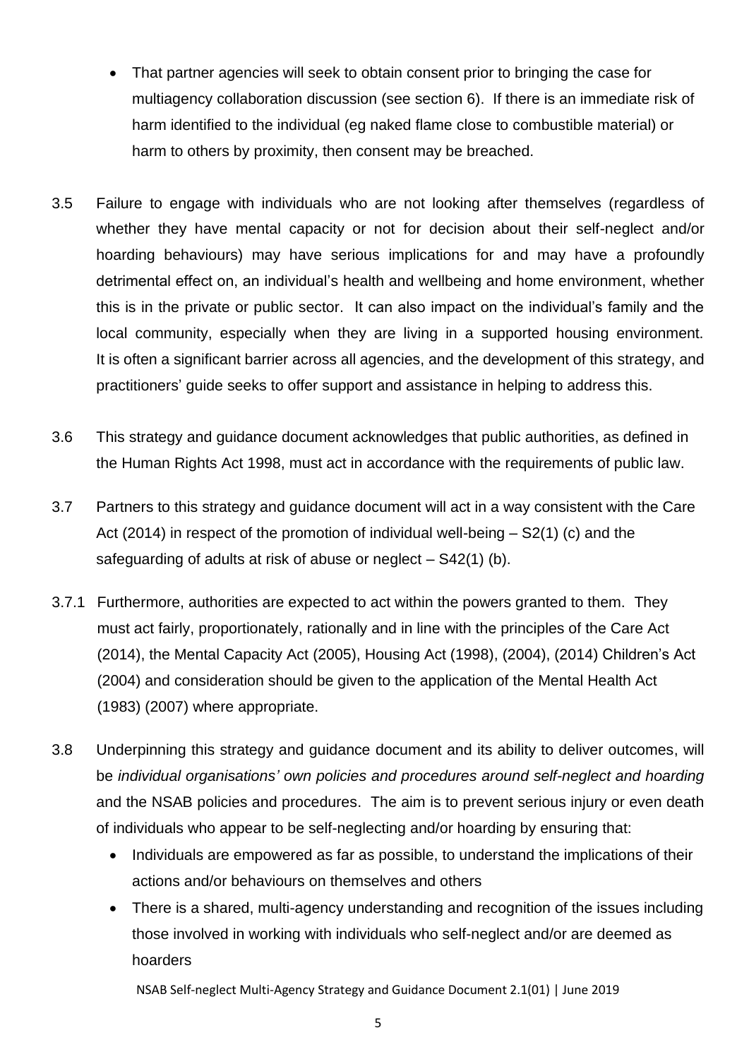- That partner agencies will seek to obtain consent prior to bringing the case for multiagency collaboration discussion (see section 6). If there is an immediate risk of harm identified to the individual (eg naked flame close to combustible material) or harm to others by proximity, then consent may be breached.

3.5 Failure to engage with individuals who are not looking after themselves (regardless of whether they have mental capacity or not for decision about their self-neglect and/or hoarding behaviours) may have serious implications for and may have a profoundly detrimental effect on, an individual's health and wellbeing and home environment, whether this is in the private or public sector. It can also impact on the individual's family and the local community, especially when they are living in a supported housing environment. It is often a significant barrier across all agencies, and the development of this strategy, and practitioners' guide seeks to offer support and assistance in helping to address this.

3.6 This strategy and guidance document acknowledges that public authorities, as defined in the Human Rights Act 1998, must act in accordance with the requirements of public law.

3.7 Partners to this strategy and guidance document will act in a way consistent with the Care Act (2014) in respect of the promotion of individual well-being – S2(1) (c) and the safeguarding of adults at risk of abuse or neglect – S42(1) (b).

3.7.1 Furthermore, authorities are expected to act within the powers granted to them. They must act fairly, proportionately, rationally and in line with the principles of the Care Act (2014), the Mental Capacity Act (2005), Housing Act (1998), (2004), (2014) Children's Act (2004) and consideration should be given to the application of the Mental Health Act (1983) (2007) where appropriate.

3.8 Underpinning this strategy and guidance document and its ability to deliver outcomes, will be *individual organisations' own policies and procedures around self-neglect and hoarding* and the NSAB policies and procedures. The aim is to prevent serious injury or even death of individuals who appear to be self-neglecting and/or hoarding by ensuring that:

- Individuals are empowered as far as possible, to understand the implications of their actions and/or behaviours on themselves and others
- There is a shared, multi-agency understanding and recognition of the issues including those involved in working with individuals who self-neglect and/or are deemed as hoarders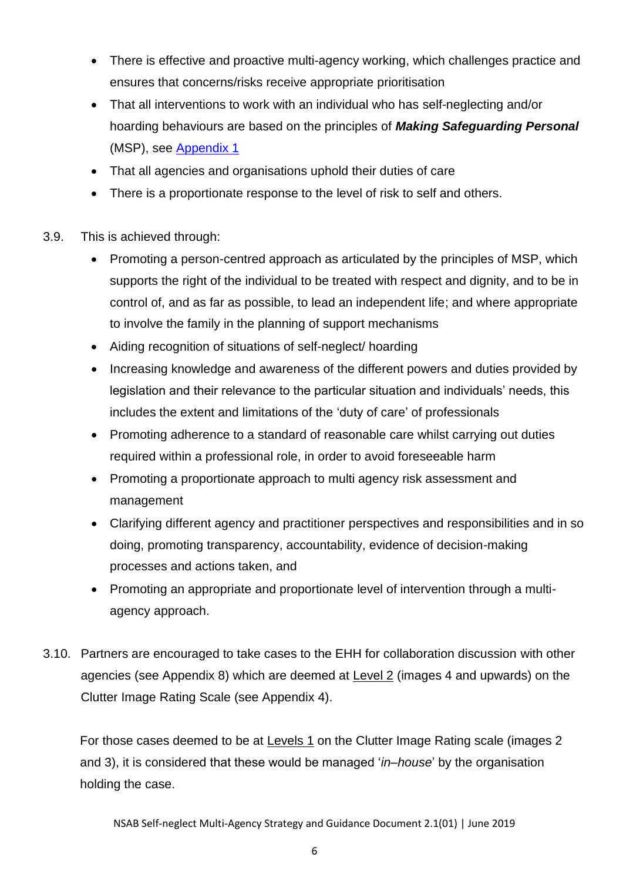- There is effective and proactive multi-agency working, which challenges practice and ensures that concerns/risks receive appropriate prioritisation
- That all interventions to work with an individual who has self-neglecting and/or hoarding behaviours are based on the principles of ***Making Safeguarding Personal*** (MSP), see [Appendix 1]
- That all agencies and organisations uphold their duties of care
- There is a proportionate response to the level of risk to self and others.

3.9. This is achieved through:

- Promoting a person-centred approach as articulated by the principles of MSP, which supports the right of the individual to be treated with respect and dignity, and to be in control of, and as far as possible, to lead an independent life; and where appropriate to involve the family in the planning of support mechanisms
- Aiding recognition of situations of self-neglect/ hoarding
- Increasing knowledge and awareness of the different powers and duties provided by legislation and their relevance to the particular situation and individuals' needs, this includes the extent and limitations of the 'duty of care' of professionals
- Promoting adherence to a standard of reasonable care whilst carrying out duties required within a professional role, in order to avoid foreseeable harm
- Promoting a proportionate approach to multi agency risk assessment and management
- Clarifying different agency and practitioner perspectives and responsibilities and in so doing, promoting transparency, accountability, evidence of decision-making processes and actions taken, and
- Promoting an appropriate and proportionate level of intervention through a multi-agency approach.

3.10. Partners are encouraged to take cases to the EHH for collaboration discussion with other agencies (see Appendix 8) which are deemed at Level 2 (images 4 and upwards) on the Clutter Image Rating Scale (see Appendix 4).

For those cases deemed to be at Levels 1 on the Clutter Image Rating scale (images 2 and 3), it is considered that these would be managed '*in–house*' by the organisation holding the case.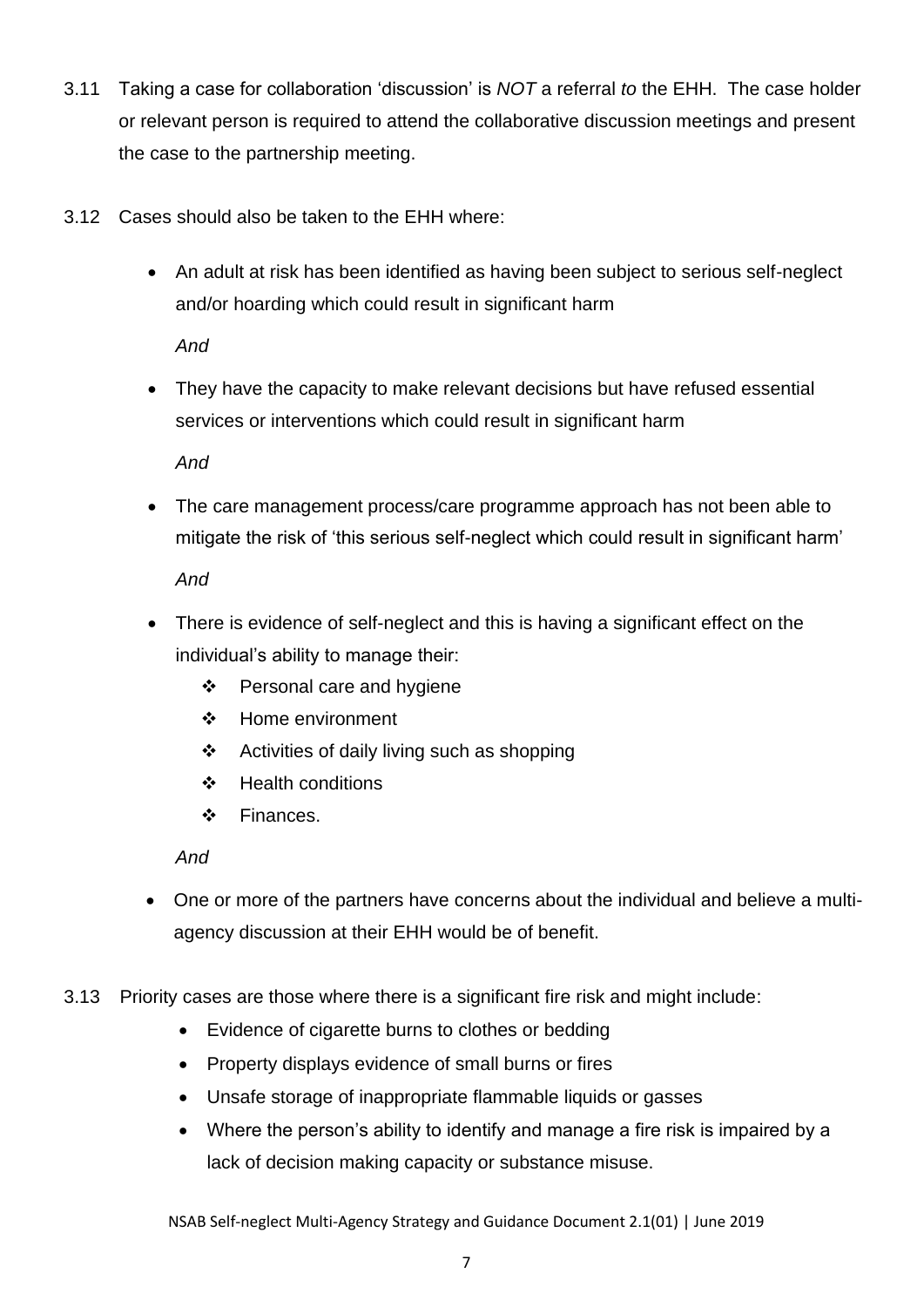3.11 Taking a case for collaboration 'discussion' is *NOT* a referral *to* the EHH. The case holder or relevant person is required to attend the collaborative discussion meetings and present the case to the partnership meeting.

3.12 Cases should also be taken to the EHH where:

- An adult at risk has been identified as having been subject to serious self-neglect and/or hoarding which could result in significant harm

  *And*

- They have the capacity to make relevant decisions but have refused essential services or interventions which could result in significant harm

  *And*

- The care management process/care programme approach has not been able to mitigate the risk of 'this serious self-neglect which could result in significant harm'

  *And*

- There is evidence of self-neglect and this is having a significant effect on the individual's ability to manage their:
  - Personal care and hygiene
  - Home environment
  - Activities of daily living such as shopping
  - Health conditions
  - Finances.

  *And*

- One or more of the partners have concerns about the individual and believe a multi-agency discussion at their EHH would be of benefit.

3.13 Priority cases are those where there is a significant fire risk and might include:

- Evidence of cigarette burns to clothes or bedding
- Property displays evidence of small burns or fires
- Unsafe storage of inappropriate flammable liquids or gasses
- Where the person's ability to identify and manage a fire risk is impaired by a lack of decision making capacity or substance misuse.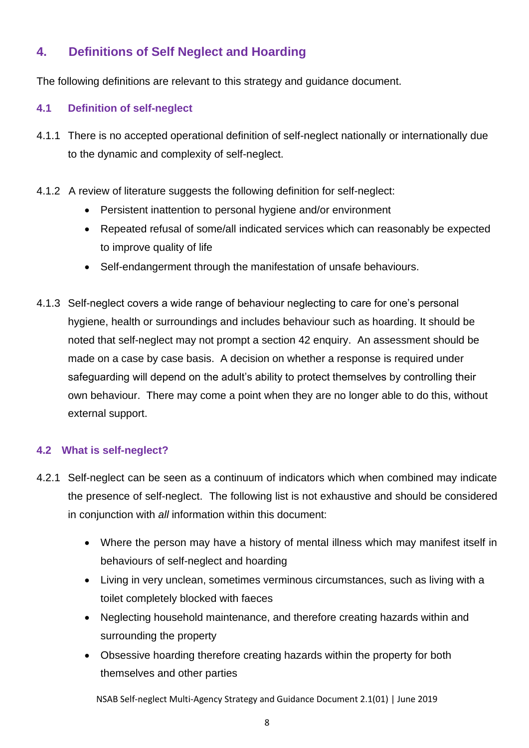## 4. Definitions of Self Neglect and Hoarding

The following definitions are relevant to this strategy and guidance document.

### 4.1 Definition of self-neglect

4.1.1 There is no accepted operational definition of self-neglect nationally or internationally due to the dynamic and complexity of self-neglect.

4.1.2 A review of literature suggests the following definition for self-neglect:

- Persistent inattention to personal hygiene and/or environment
- Repeated refusal of some/all indicated services which can reasonably be expected to improve quality of life
- Self-endangerment through the manifestation of unsafe behaviours.

4.1.3 Self-neglect covers a wide range of behaviour neglecting to care for one's personal hygiene, health or surroundings and includes behaviour such as hoarding. It should be noted that self-neglect may not prompt a section 42 enquiry. An assessment should be made on a case by case basis. A decision on whether a response is required under safeguarding will depend on the adult's ability to protect themselves by controlling their own behaviour. There may come a point when they are no longer able to do this, without external support.

### 4.2 What is self-neglect?

4.2.1 Self-neglect can be seen as a continuum of indicators which when combined may indicate the presence of self-neglect. The following list is not exhaustive and should be considered in conjunction with *all* information within this document:

- Where the person may have a history of mental illness which may manifest itself in behaviours of self-neglect and hoarding
- Living in very unclean, sometimes verminous circumstances, such as living with a toilet completely blocked with faeces
- Neglecting household maintenance, and therefore creating hazards within and surrounding the property
- Obsessive hoarding therefore creating hazards within the property for both themselves and other parties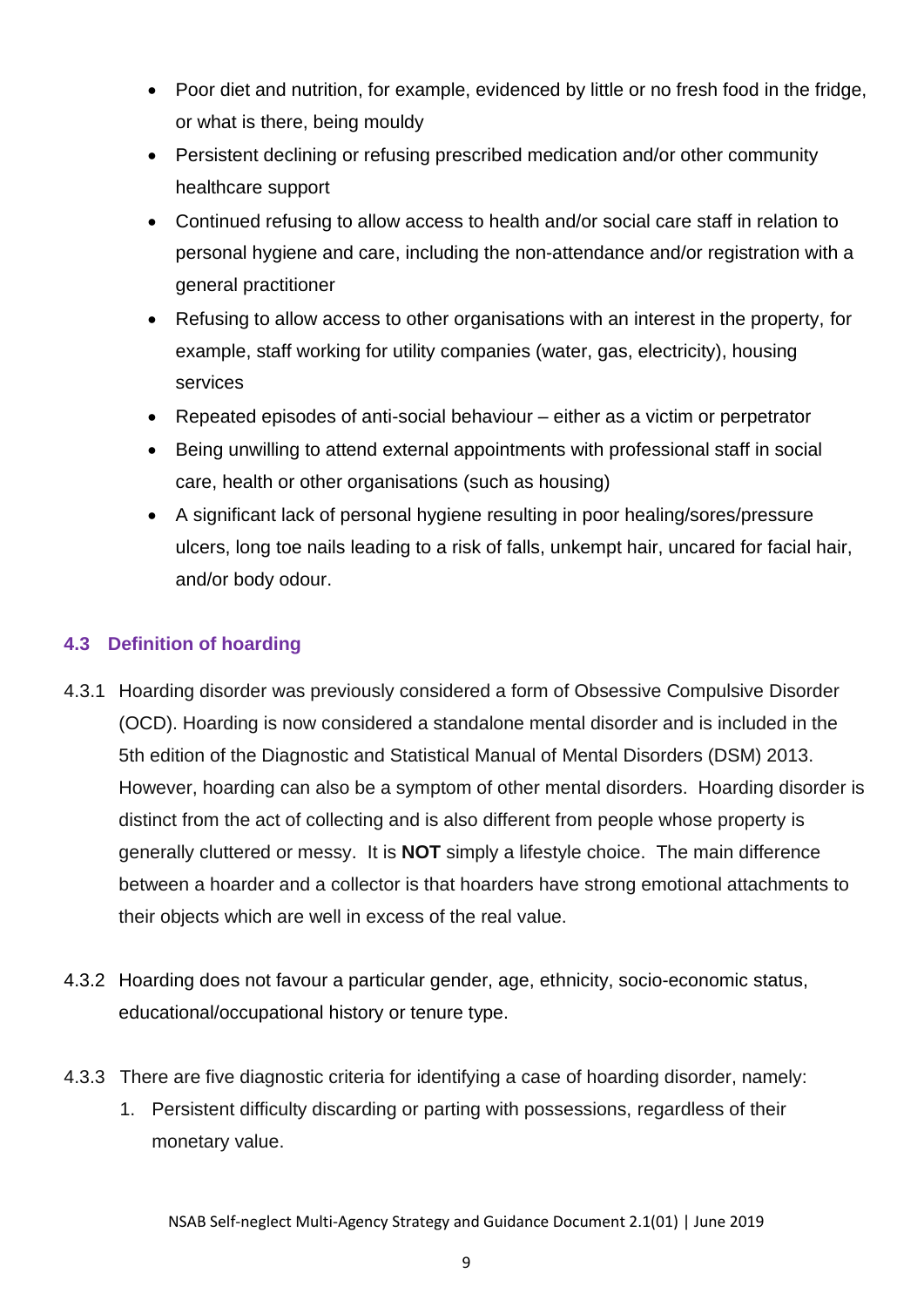- Poor diet and nutrition, for example, evidenced by little or no fresh food in the fridge, or what is there, being mouldy
- Persistent declining or refusing prescribed medication and/or other community healthcare support
- Continued refusing to allow access to health and/or social care staff in relation to personal hygiene and care, including the non-attendance and/or registration with a general practitioner
- Refusing to allow access to other organisations with an interest in the property, for example, staff working for utility companies (water, gas, electricity), housing services
- Repeated episodes of anti-social behaviour – either as a victim or perpetrator
- Being unwilling to attend external appointments with professional staff in social care, health or other organisations (such as housing)
- A significant lack of personal hygiene resulting in poor healing/sores/pressure ulcers, long toe nails leading to a risk of falls, unkempt hair, uncared for facial hair, and/or body odour.

### 4.3 Definition of hoarding

4.3.1 Hoarding disorder was previously considered a form of Obsessive Compulsive Disorder (OCD). Hoarding is now considered a standalone mental disorder and is included in the 5th edition of the Diagnostic and Statistical Manual of Mental Disorders (DSM) 2013. However, hoarding can also be a symptom of other mental disorders. Hoarding disorder is distinct from the act of collecting and is also different from people whose property is generally cluttered or messy. It is **NOT** simply a lifestyle choice. The main difference between a hoarder and a collector is that hoarders have strong emotional attachments to their objects which are well in excess of the real value.

4.3.2 Hoarding does not favour a particular gender, age, ethnicity, socio-economic status, educational/occupational history or tenure type.

4.3.3 There are five diagnostic criteria for identifying a case of hoarding disorder, namely:

1. Persistent difficulty discarding or parting with possessions, regardless of their monetary value.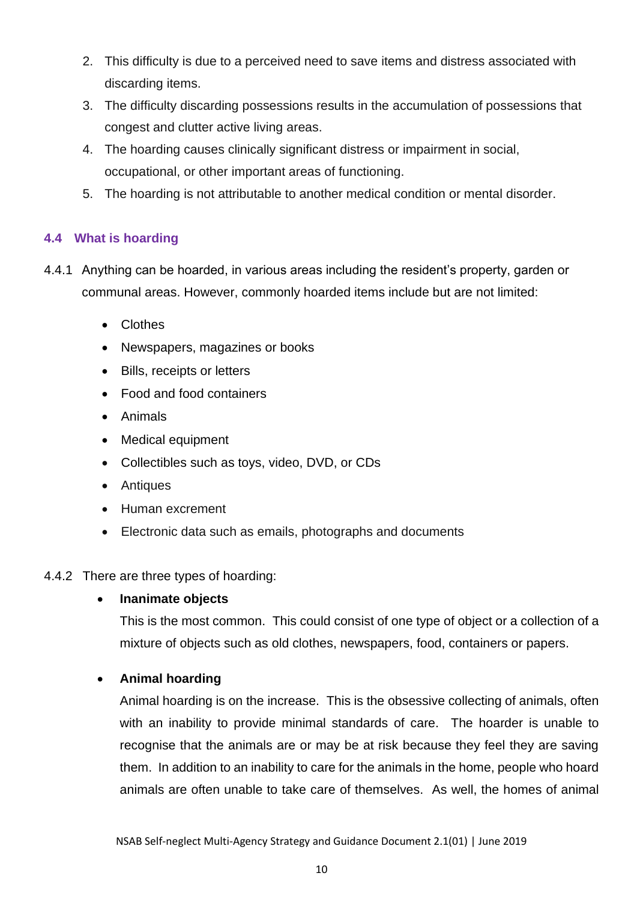2. This difficulty is due to a perceived need to save items and distress associated with discarding items.
3. The difficulty discarding possessions results in the accumulation of possessions that congest and clutter active living areas.
4. The hoarding causes clinically significant distress or impairment in social, occupational, or other important areas of functioning.
5. The hoarding is not attributable to another medical condition or mental disorder.

### 4.4 What is hoarding

4.4.1 Anything can be hoarded, in various areas including the resident's property, garden or communal areas. However, commonly hoarded items include but are not limited:

- Clothes
- Newspapers, magazines or books
- Bills, receipts or letters
- Food and food containers
- Animals
- Medical equipment
- Collectibles such as toys, video, DVD, or CDs
- Antiques
- Human excrement
- Electronic data such as emails, photographs and documents

4.4.2 There are three types of hoarding:

- **Inanimate objects**

  This is the most common. This could consist of one type of object or a collection of a mixture of objects such as old clothes, newspapers, food, containers or papers.

- **Animal hoarding**

  Animal hoarding is on the increase. This is the obsessive collecting of animals, often with an inability to provide minimal standards of care. The hoarder is unable to recognise that the animals are or may be at risk because they feel they are saving them. In addition to an inability to care for the animals in the home, people who hoard animals are often unable to take care of themselves. As well, the homes of animal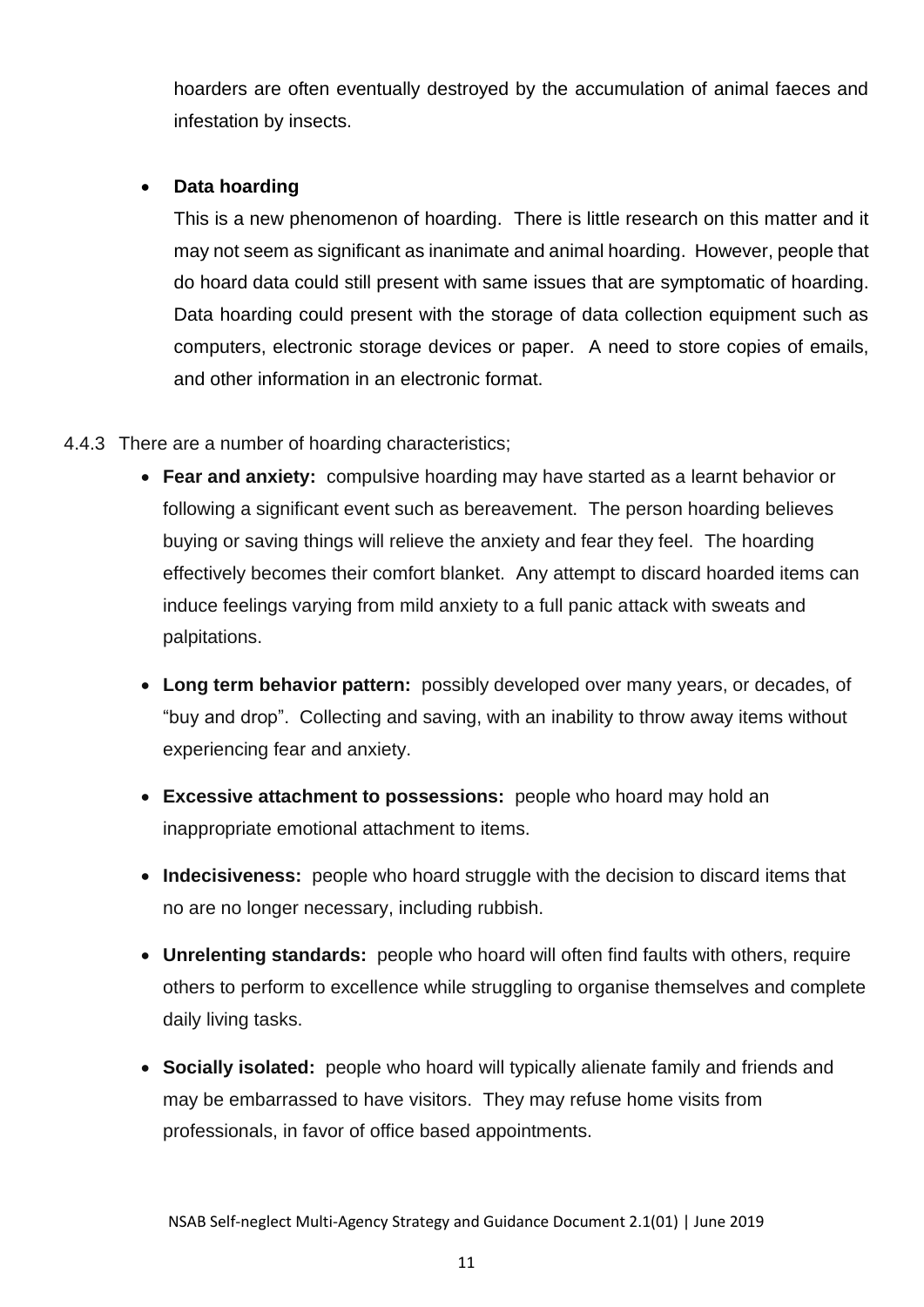hoarders are often eventually destroyed by the accumulation of animal faeces and infestation by insects.

- **Data hoarding**

  This is a new phenomenon of hoarding. There is little research on this matter and it may not seem as significant as inanimate and animal hoarding. However, people that do hoard data could still present with same issues that are symptomatic of hoarding. Data hoarding could present with the storage of data collection equipment such as computers, electronic storage devices or paper. A need to store copies of emails, and other information in an electronic format.

4.4.3 There are a number of hoarding characteristics;

- **Fear and anxiety:** compulsive hoarding may have started as a learnt behavior or following a significant event such as bereavement. The person hoarding believes buying or saving things will relieve the anxiety and fear they feel. The hoarding effectively becomes their comfort blanket. Any attempt to discard hoarded items can induce feelings varying from mild anxiety to a full panic attack with sweats and palpitations.
- **Long term behavior pattern:** possibly developed over many years, or decades, of "buy and drop". Collecting and saving, with an inability to throw away items without experiencing fear and anxiety.
- **Excessive attachment to possessions:** people who hoard may hold an inappropriate emotional attachment to items.
- **Indecisiveness:** people who hoard struggle with the decision to discard items that no are no longer necessary, including rubbish.
- **Unrelenting standards:** people who hoard will often find faults with others, require others to perform to excellence while struggling to organise themselves and complete daily living tasks.
- **Socially isolated:** people who hoard will typically alienate family and friends and may be embarrassed to have visitors. They may refuse home visits from professionals, in favor of office based appointments.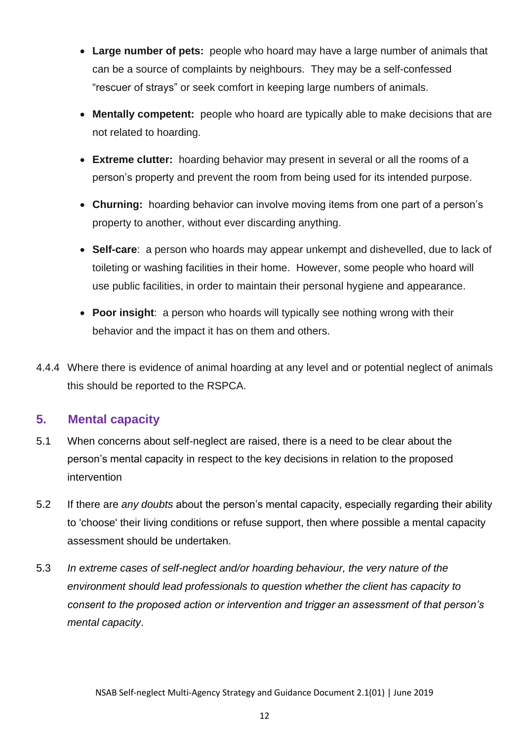- **Large number of pets:** people who hoard may have a large number of animals that can be a source of complaints by neighbours. They may be a self-confessed "rescuer of strays" or seek comfort in keeping large numbers of animals.
- **Mentally competent:** people who hoard are typically able to make decisions that are not related to hoarding.
- **Extreme clutter:** hoarding behavior may present in several or all the rooms of a person's property and prevent the room from being used for its intended purpose.
- **Churning:** hoarding behavior can involve moving items from one part of a person's property to another, without ever discarding anything.
- **Self-care**: a person who hoards may appear unkempt and dishevelled, due to lack of toileting or washing facilities in their home. However, some people who hoard will use public facilities, in order to maintain their personal hygiene and appearance.
- **Poor insight**: a person who hoards will typically see nothing wrong with their behavior and the impact it has on them and others.

4.4.4 Where there is evidence of animal hoarding at any level and or potential neglect of animals this should be reported to the RSPCA.

## 5. Mental capacity

5.1 When concerns about self-neglect are raised, there is a need to be clear about the person's mental capacity in respect to the key decisions in relation to the proposed intervention

5.2 If there are *any doubts* about the person's mental capacity, especially regarding their ability to 'choose' their living conditions or refuse support, then where possible a mental capacity assessment should be undertaken.

5.3 *In extreme cases of self-neglect and/or hoarding behaviour, the very nature of the environment should lead professionals to question whether the client has capacity to consent to the proposed action or intervention and trigger an assessment of that person's mental capacity*.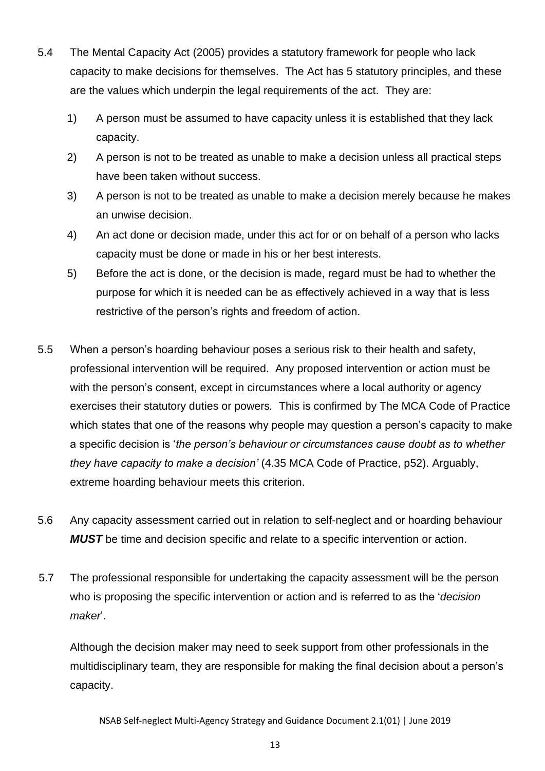5.4 The Mental Capacity Act (2005) provides a statutory framework for people who lack capacity to make decisions for themselves. The Act has 5 statutory principles, and these are the values which underpin the legal requirements of the act. They are:

1) A person must be assumed to have capacity unless it is established that they lack capacity.
2) A person is not to be treated as unable to make a decision unless all practical steps have been taken without success.
3) A person is not to be treated as unable to make a decision merely because he makes an unwise decision.
4) An act done or decision made, under this act for or on behalf of a person who lacks capacity must be done or made in his or her best interests.
5) Before the act is done, or the decision is made, regard must be had to whether the purpose for which it is needed can be as effectively achieved in a way that is less restrictive of the person's rights and freedom of action.

5.5 When a person's hoarding behaviour poses a serious risk to their health and safety, professional intervention will be required. Any proposed intervention or action must be with the person's consent, except in circumstances where a local authority or agency exercises their statutory duties or powers. This is confirmed by The MCA Code of Practice which states that one of the reasons why people may question a person's capacity to make a specific decision is '*the person's behaviour or circumstances cause doubt as to whether they have capacity to make a decision'* (4.35 MCA Code of Practice, p52). Arguably, extreme hoarding behaviour meets this criterion.

5.6 Any capacity assessment carried out in relation to self-neglect and or hoarding behaviour ***MUST*** be time and decision specific and relate to a specific intervention or action.

5.7 The professional responsible for undertaking the capacity assessment will be the person who is proposing the specific intervention or action and is referred to as the '*decision maker*'.

Although the decision maker may need to seek support from other professionals in the multidisciplinary team, they are responsible for making the final decision about a person's capacity.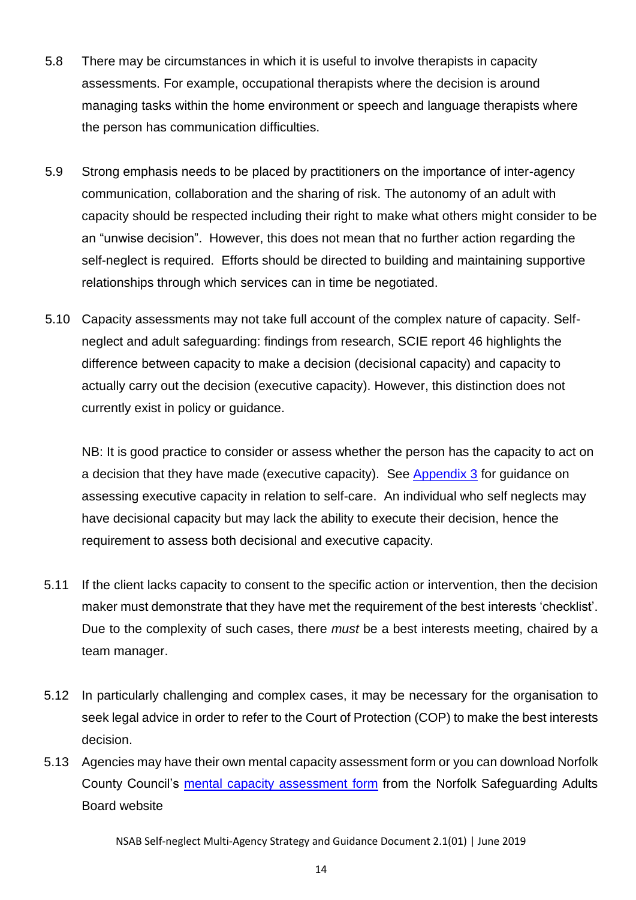5.8 There may be circumstances in which it is useful to involve therapists in capacity assessments. For example, occupational therapists where the decision is around managing tasks within the home environment or speech and language therapists where the person has communication difficulties.

5.9 Strong emphasis needs to be placed by practitioners on the importance of inter-agency communication, collaboration and the sharing of risk. The autonomy of an adult with capacity should be respected including their right to make what others might consider to be an "unwise decision". However, this does not mean that no further action regarding the self-neglect is required. Efforts should be directed to building and maintaining supportive relationships through which services can in time be negotiated.

5.10 Capacity assessments may not take full account of the complex nature of capacity. Self-neglect and adult safeguarding: findings from research, SCIE report 46 highlights the difference between capacity to make a decision (decisional capacity) and capacity to actually carry out the decision (executive capacity). However, this distinction does not currently exist in policy or guidance.

NB: It is good practice to consider or assess whether the person has the capacity to act on a decision that they have made (executive capacity). See [Appendix 3] for guidance on assessing executive capacity in relation to self-care. An individual who self neglects may have decisional capacity but may lack the ability to execute their decision, hence the requirement to assess both decisional and executive capacity.

5.11 If the client lacks capacity to consent to the specific action or intervention, then the decision maker must demonstrate that they have met the requirement of the best interests 'checklist'. Due to the complexity of such cases, there *must* be a best interests meeting, chaired by a team manager.

5.12 In particularly challenging and complex cases, it may be necessary for the organisation to seek legal advice in order to refer to the Court of Protection (COP) to make the best interests decision.

5.13 Agencies may have their own mental capacity assessment form or you can download Norfolk County Council's [mental capacity assessment form] from the Norfolk Safeguarding Adults Board website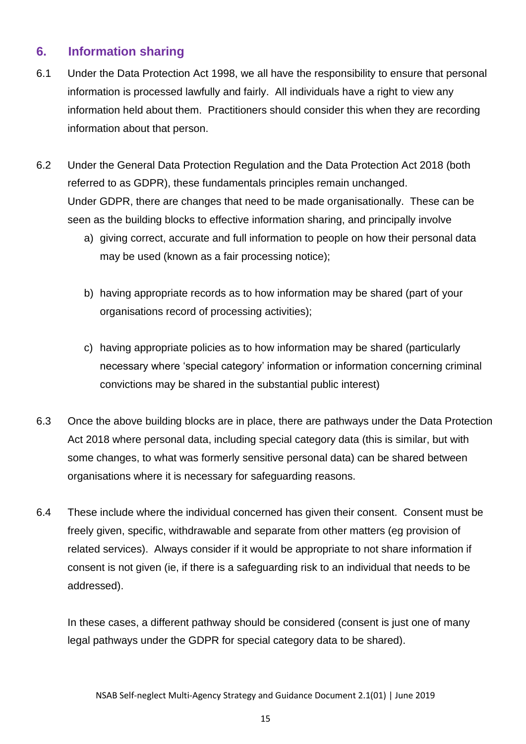## 6. Information sharing

6.1 Under the Data Protection Act 1998, we all have the responsibility to ensure that personal information is processed lawfully and fairly. All individuals have a right to view any information held about them. Practitioners should consider this when they are recording information about that person.

6.2 Under the General Data Protection Regulation and the Data Protection Act 2018 (both referred to as GDPR), these fundamentals principles remain unchanged. Under GDPR, there are changes that need to be made organisationally. These can be seen as the building blocks to effective information sharing, and principally involve

a) giving correct, accurate and full information to people on how their personal data may be used (known as a fair processing notice);

b) having appropriate records as to how information may be shared (part of your organisations record of processing activities);

c) having appropriate policies as to how information may be shared (particularly necessary where 'special category' information or information concerning criminal convictions may be shared in the substantial public interest)

6.3 Once the above building blocks are in place, there are pathways under the Data Protection Act 2018 where personal data, including special category data (this is similar, but with some changes, to what was formerly sensitive personal data) can be shared between organisations where it is necessary for safeguarding reasons.

6.4 These include where the individual concerned has given their consent. Consent must be freely given, specific, withdrawable and separate from other matters (eg provision of related services). Always consider if it would be appropriate to not share information if consent is not given (ie, if there is a safeguarding risk to an individual that needs to be addressed).

In these cases, a different pathway should be considered (consent is just one of many legal pathways under the GDPR for special category data to be shared).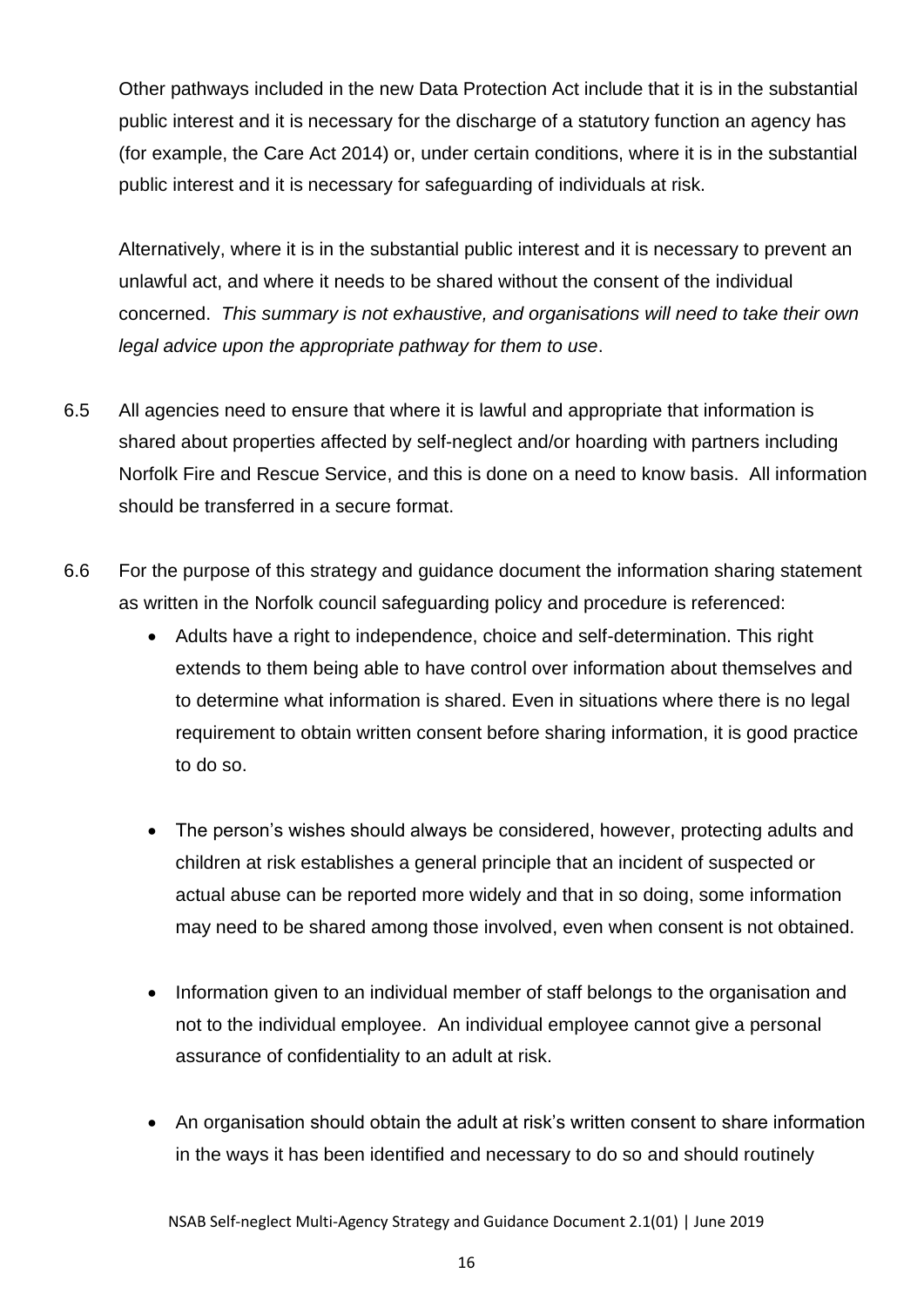Other pathways included in the new Data Protection Act include that it is in the substantial public interest and it is necessary for the discharge of a statutory function an agency has (for example, the Care Act 2014) or, under certain conditions, where it is in the substantial public interest and it is necessary for safeguarding of individuals at risk.

Alternatively, where it is in the substantial public interest and it is necessary to prevent an unlawful act, and where it needs to be shared without the consent of the individual concerned. *This summary is not exhaustive, and organisations will need to take their own legal advice upon the appropriate pathway for them to use*.

6.5 All agencies need to ensure that where it is lawful and appropriate that information is shared about properties affected by self-neglect and/or hoarding with partners including Norfolk Fire and Rescue Service, and this is done on a need to know basis. All information should be transferred in a secure format.

6.6 For the purpose of this strategy and guidance document the information sharing statement as written in the Norfolk council safeguarding policy and procedure is referenced:

- Adults have a right to independence, choice and self-determination. This right extends to them being able to have control over information about themselves and to determine what information is shared. Even in situations where there is no legal requirement to obtain written consent before sharing information, it is good practice to do so.

- The person's wishes should always be considered, however, protecting adults and children at risk establishes a general principle that an incident of suspected or actual abuse can be reported more widely and that in so doing, some information may need to be shared among those involved, even when consent is not obtained.

- Information given to an individual member of staff belongs to the organisation and not to the individual employee. An individual employee cannot give a personal assurance of confidentiality to an adult at risk.

- An organisation should obtain the adult at risk's written consent to share information in the ways it has been identified and necessary to do so and should routinely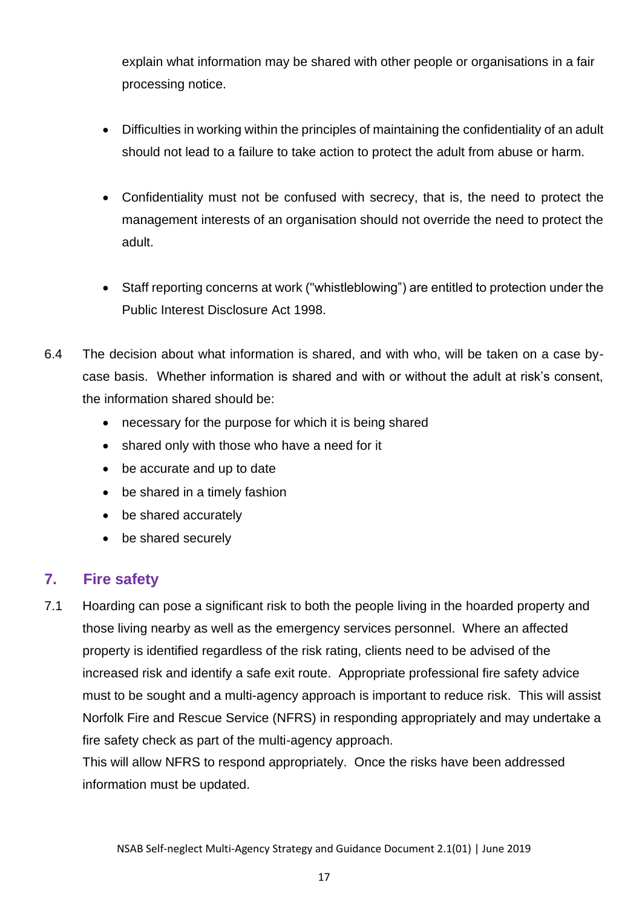explain what information may be shared with other people or organisations in a fair processing notice.

- Difficulties in working within the principles of maintaining the confidentiality of an adult should not lead to a failure to take action to protect the adult from abuse or harm.

- Confidentiality must not be confused with secrecy, that is, the need to protect the management interests of an organisation should not override the need to protect the adult.

- Staff reporting concerns at work ("whistleblowing") are entitled to protection under the Public Interest Disclosure Act 1998.

6.4 The decision about what information is shared, and with who, will be taken on a case by-case basis. Whether information is shared and with or without the adult at risk's consent, the information shared should be:

- necessary for the purpose for which it is being shared
- shared only with those who have a need for it
- be accurate and up to date
- be shared in a timely fashion
- be shared accurately
- be shared securely

## 7. Fire safety

7.1 Hoarding can pose a significant risk to both the people living in the hoarded property and those living nearby as well as the emergency services personnel. Where an affected property is identified regardless of the risk rating, clients need to be advised of the increased risk and identify a safe exit route. Appropriate professional fire safety advice must to be sought and a multi-agency approach is important to reduce risk. This will assist Norfolk Fire and Rescue Service (NFRS) in responding appropriately and may undertake a fire safety check as part of the multi-agency approach.
This will allow NFRS to respond appropriately. Once the risks have been addressed information must be updated.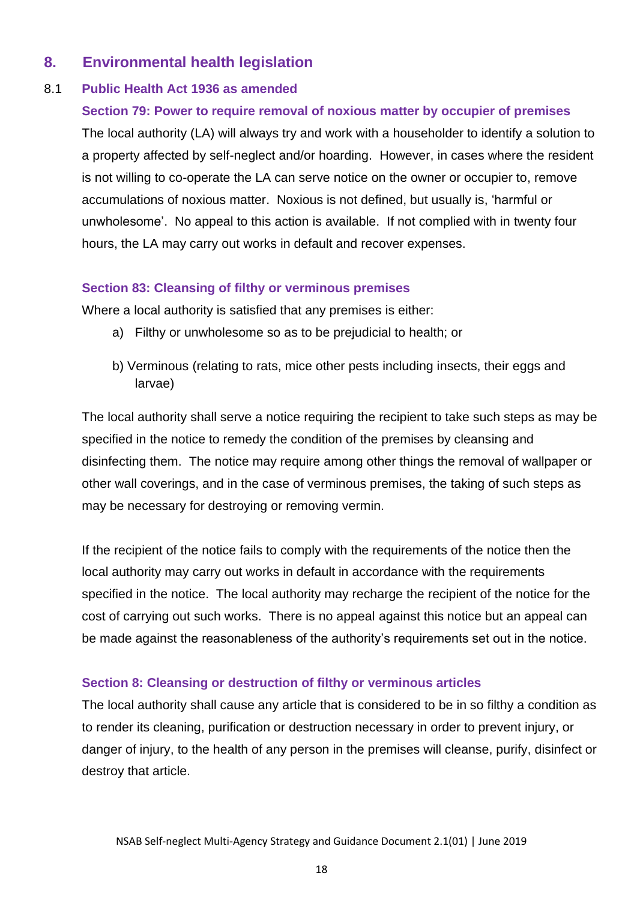## 8. Environmental health legislation

### 8.1 Public Health Act 1936 as amended

#### Section 79: Power to require removal of noxious matter by occupier of premises

The local authority (LA) will always try and work with a householder to identify a solution to a property affected by self-neglect and/or hoarding. However, in cases where the resident is not willing to co-operate the LA can serve notice on the owner or occupier to, remove accumulations of noxious matter. Noxious is not defined, but usually is, 'harmful or unwholesome'. No appeal to this action is available. If not complied with in twenty four hours, the LA may carry out works in default and recover expenses.

#### Section 83: Cleansing of filthy or verminous premises

Where a local authority is satisfied that any premises is either:

a) Filthy or unwholesome so as to be prejudicial to health; or

b) Verminous (relating to rats, mice other pests including insects, their eggs and larvae)

The local authority shall serve a notice requiring the recipient to take such steps as may be specified in the notice to remedy the condition of the premises by cleansing and disinfecting them. The notice may require among other things the removal of wallpaper or other wall coverings, and in the case of verminous premises, the taking of such steps as may be necessary for destroying or removing vermin.

If the recipient of the notice fails to comply with the requirements of the notice then the local authority may carry out works in default in accordance with the requirements specified in the notice. The local authority may recharge the recipient of the notice for the cost of carrying out such works. There is no appeal against this notice but an appeal can be made against the reasonableness of the authority's requirements set out in the notice.

#### Section 8: Cleansing or destruction of filthy or verminous articles

The local authority shall cause any article that is considered to be in so filthy a condition as to render its cleaning, purification or destruction necessary in order to prevent injury, or danger of injury, to the health of any person in the premises will cleanse, purify, disinfect or destroy that article.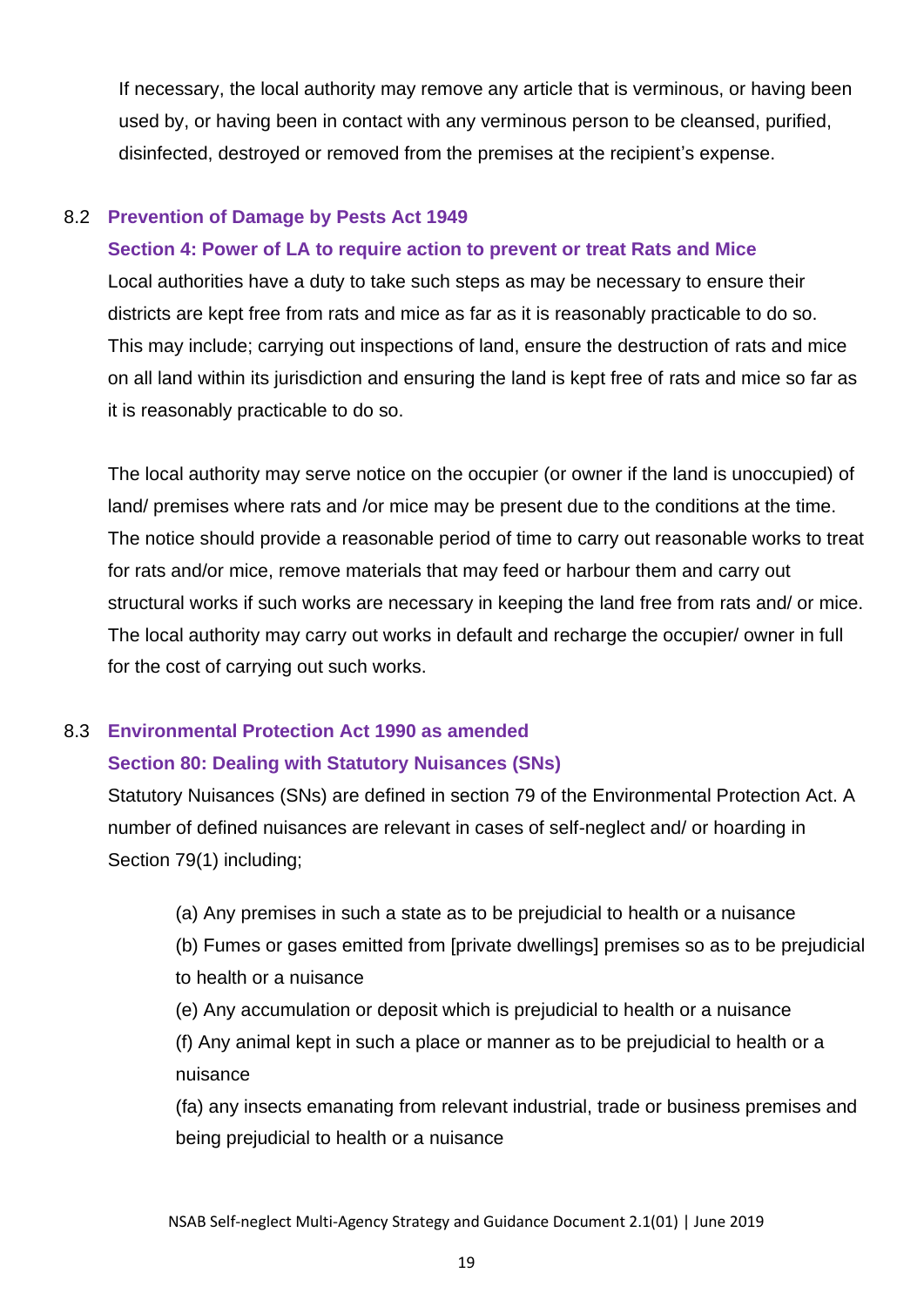If necessary, the local authority may remove any article that is verminous, or having been used by, or having been in contact with any verminous person to be cleansed, purified, disinfected, destroyed or removed from the premises at the recipient's expense.

## 8.2 Prevention of Damage by Pests Act 1949

### Section 4: Power of LA to require action to prevent or treat Rats and Mice

Local authorities have a duty to take such steps as may be necessary to ensure their districts are kept free from rats and mice as far as it is reasonably practicable to do so. This may include; carrying out inspections of land, ensure the destruction of rats and mice on all land within its jurisdiction and ensuring the land is kept free of rats and mice so far as it is reasonably practicable to do so.

The local authority may serve notice on the occupier (or owner if the land is unoccupied) of land/ premises where rats and /or mice may be present due to the conditions at the time. The notice should provide a reasonable period of time to carry out reasonable works to treat for rats and/or mice, remove materials that may feed or harbour them and carry out structural works if such works are necessary in keeping the land free from rats and/ or mice. The local authority may carry out works in default and recharge the occupier/ owner in full for the cost of carrying out such works.

## 8.3 Environmental Protection Act 1990 as amended

### Section 80: Dealing with Statutory Nuisances (SNs)

Statutory Nuisances (SNs) are defined in section 79 of the Environmental Protection Act. A number of defined nuisances are relevant in cases of self-neglect and/ or hoarding in Section 79(1) including;

(a) Any premises in such a state as to be prejudicial to health or a nuisance

(b) Fumes or gases emitted from [private dwellings] premises so as to be prejudicial to health or a nuisance

(e) Any accumulation or deposit which is prejudicial to health or a nuisance

(f) Any animal kept in such a place or manner as to be prejudicial to health or a nuisance

(fa) any insects emanating from relevant industrial, trade or business premises and being prejudicial to health or a nuisance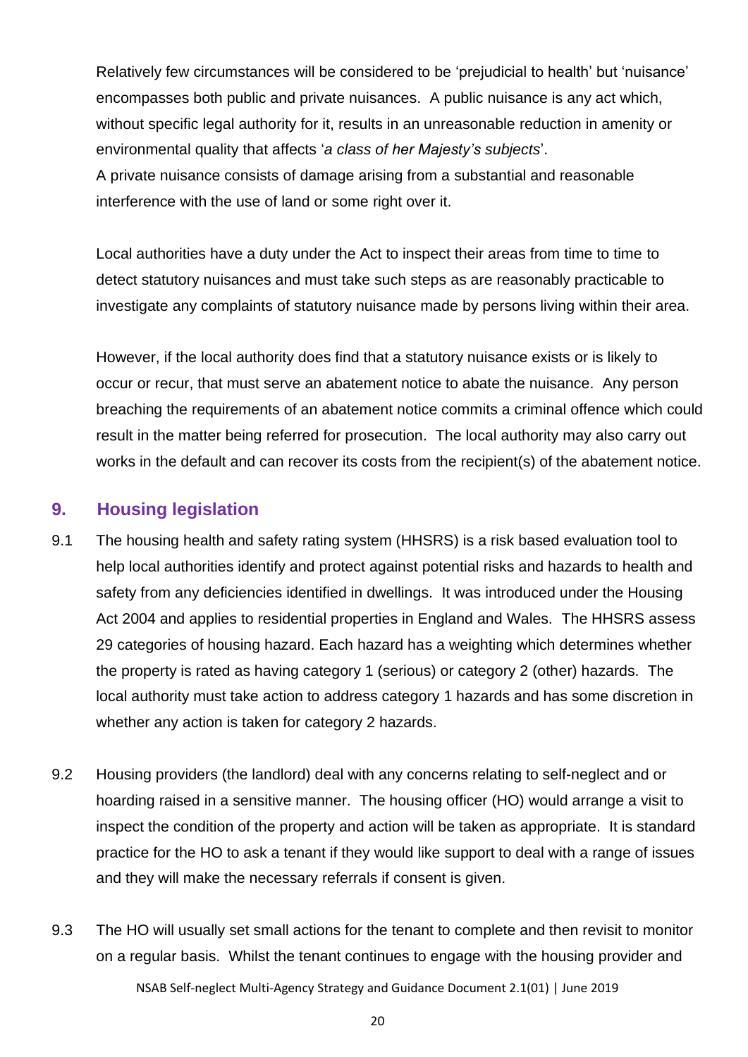Relatively few circumstances will be considered to be 'prejudicial to health' but 'nuisance' encompasses both public and private nuisances. A public nuisance is any act which, without specific legal authority for it, results in an unreasonable reduction in amenity or environmental quality that affects '*a class of her Majesty's subjects*'.
A private nuisance consists of damage arising from a substantial and reasonable interference with the use of land or some right over it.

Local authorities have a duty under the Act to inspect their areas from time to time to detect statutory nuisances and must take such steps as are reasonably practicable to investigate any complaints of statutory nuisance made by persons living within their area.

However, if the local authority does find that a statutory nuisance exists or is likely to occur or recur, that must serve an abatement notice to abate the nuisance. Any person breaching the requirements of an abatement notice commits a criminal offence which could result in the matter being referred for prosecution. The local authority may also carry out works in the default and can recover its costs from the recipient(s) of the abatement notice.

## 9. Housing legislation

9.1 The housing health and safety rating system (HHSRS) is a risk based evaluation tool to help local authorities identify and protect against potential risks and hazards to health and safety from any deficiencies identified in dwellings. It was introduced under the Housing Act 2004 and applies to residential properties in England and Wales. The HHSRS assess 29 categories of housing hazard. Each hazard has a weighting which determines whether the property is rated as having category 1 (serious) or category 2 (other) hazards. The local authority must take action to address category 1 hazards and has some discretion in whether any action is taken for category 2 hazards.

9.2 Housing providers (the landlord) deal with any concerns relating to self-neglect and or hoarding raised in a sensitive manner. The housing officer (HO) would arrange a visit to inspect the condition of the property and action will be taken as appropriate. It is standard practice for the HO to ask a tenant if they would like support to deal with a range of issues and they will make the necessary referrals if consent is given.

9.3 The HO will usually set small actions for the tenant to complete and then revisit to monitor on a regular basis. Whilst the tenant continues to engage with the housing provider and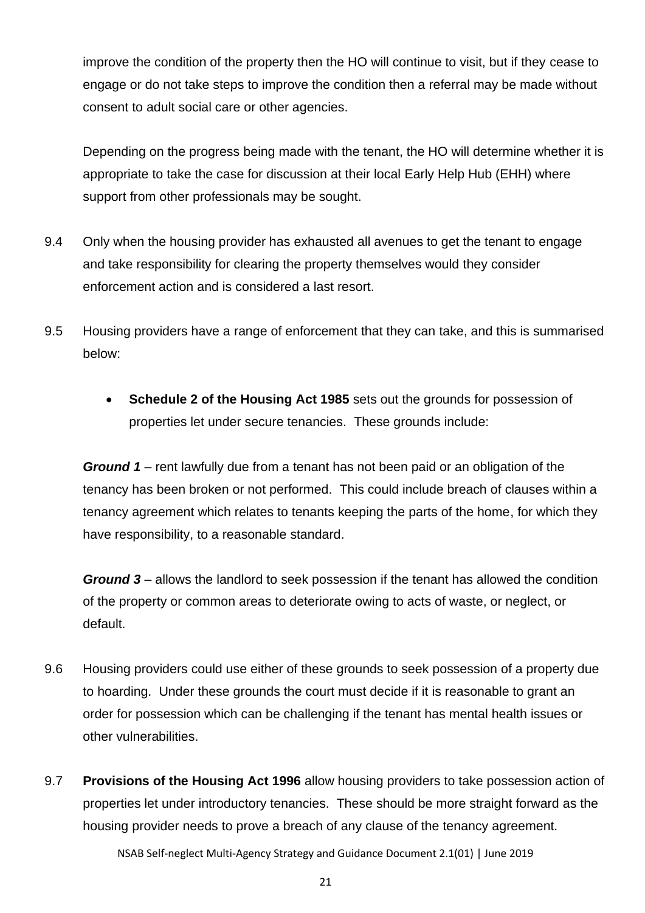improve the condition of the property then the HO will continue to visit, but if they cease to engage or do not take steps to improve the condition then a referral may be made without consent to adult social care or other agencies.

Depending on the progress being made with the tenant, the HO will determine whether it is appropriate to take the case for discussion at their local Early Help Hub (EHH) where support from other professionals may be sought.

9.4 Only when the housing provider has exhausted all avenues to get the tenant to engage and take responsibility for clearing the property themselves would they consider enforcement action and is considered a last resort.

9.5 Housing providers have a range of enforcement that they can take, and this is summarised below:

- **Schedule 2 of the Housing Act 1985** sets out the grounds for possession of properties let under secure tenancies. These grounds include:

***Ground 1*** – rent lawfully due from a tenant has not been paid or an obligation of the tenancy has been broken or not performed. This could include breach of clauses within a tenancy agreement which relates to tenants keeping the parts of the home, for which they have responsibility, to a reasonable standard.

***Ground 3*** – allows the landlord to seek possession if the tenant has allowed the condition of the property or common areas to deteriorate owing to acts of waste, or neglect, or default.

9.6 Housing providers could use either of these grounds to seek possession of a property due to hoarding. Under these grounds the court must decide if it is reasonable to grant an order for possession which can be challenging if the tenant has mental health issues or other vulnerabilities.

9.7 **Provisions of the Housing Act 1996** allow housing providers to take possession action of properties let under introductory tenancies. These should be more straight forward as the housing provider needs to prove a breach of any clause of the tenancy agreement.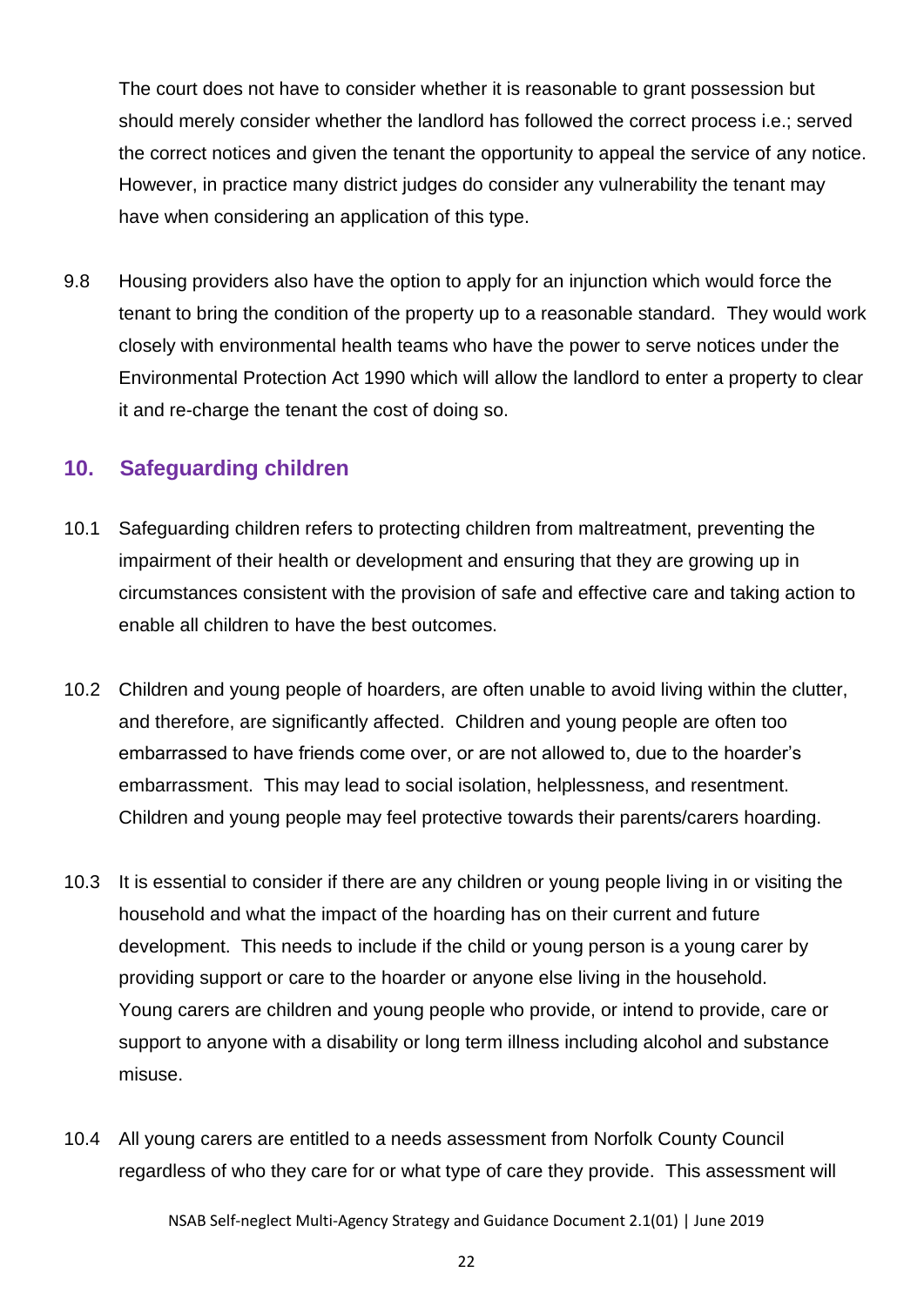The court does not have to consider whether it is reasonable to grant possession but should merely consider whether the landlord has followed the correct process i.e.; served the correct notices and given the tenant the opportunity to appeal the service of any notice. However, in practice many district judges do consider any vulnerability the tenant may have when considering an application of this type.

9.8 Housing providers also have the option to apply for an injunction which would force the tenant to bring the condition of the property up to a reasonable standard. They would work closely with environmental health teams who have the power to serve notices under the Environmental Protection Act 1990 which will allow the landlord to enter a property to clear it and re-charge the tenant the cost of doing so.

## 10. Safeguarding children

10.1 Safeguarding children refers to protecting children from maltreatment, preventing the impairment of their health or development and ensuring that they are growing up in circumstances consistent with the provision of safe and effective care and taking action to enable all children to have the best outcomes.

10.2 Children and young people of hoarders, are often unable to avoid living within the clutter, and therefore, are significantly affected. Children and young people are often too embarrassed to have friends come over, or are not allowed to, due to the hoarder's embarrassment. This may lead to social isolation, helplessness, and resentment. Children and young people may feel protective towards their parents/carers hoarding.

10.3 It is essential to consider if there are any children or young people living in or visiting the household and what the impact of the hoarding has on their current and future development. This needs to include if the child or young person is a young carer by providing support or care to the hoarder or anyone else living in the household. Young carers are children and young people who provide, or intend to provide, care or support to anyone with a disability or long term illness including alcohol and substance misuse.

10.4 All young carers are entitled to a needs assessment from Norfolk County Council regardless of who they care for or what type of care they provide. This assessment will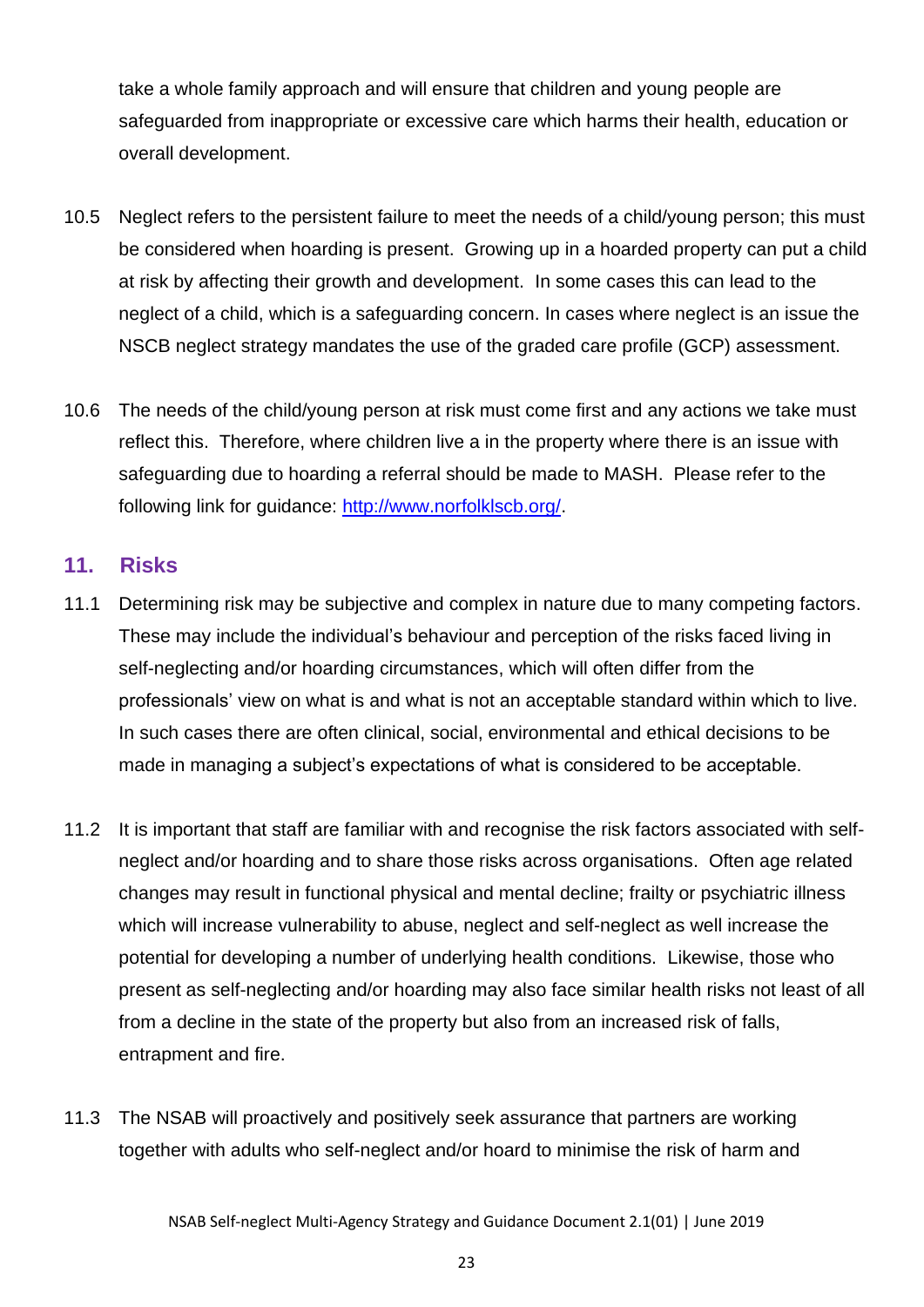take a whole family approach and will ensure that children and young people are safeguarded from inappropriate or excessive care which harms their health, education or overall development.

10.5 Neglect refers to the persistent failure to meet the needs of a child/young person; this must be considered when hoarding is present. Growing up in a hoarded property can put a child at risk by affecting their growth and development. In some cases this can lead to the neglect of a child, which is a safeguarding concern. In cases where neglect is an issue the NSCB neglect strategy mandates the use of the graded care profile (GCP) assessment.

10.6 The needs of the child/young person at risk must come first and any actions we take must reflect this. Therefore, where children live a in the property where there is an issue with safeguarding due to hoarding a referral should be made to MASH. Please refer to the following link for guidance: [http://www.norfolklscb.org/](http://www.norfolklscb.org/).

## 11. Risks

11.1 Determining risk may be subjective and complex in nature due to many competing factors. These may include the individual's behaviour and perception of the risks faced living in self-neglecting and/or hoarding circumstances, which will often differ from the professionals' view on what is and what is not an acceptable standard within which to live. In such cases there are often clinical, social, environmental and ethical decisions to be made in managing a subject's expectations of what is considered to be acceptable.

11.2 It is important that staff are familiar with and recognise the risk factors associated with self-neglect and/or hoarding and to share those risks across organisations. Often age related changes may result in functional physical and mental decline; frailty or psychiatric illness which will increase vulnerability to abuse, neglect and self-neglect as well increase the potential for developing a number of underlying health conditions. Likewise, those who present as self-neglecting and/or hoarding may also face similar health risks not least of all from a decline in the state of the property but also from an increased risk of falls, entrapment and fire.

11.3 The NSAB will proactively and positively seek assurance that partners are working together with adults who self-neglect and/or hoard to minimise the risk of harm and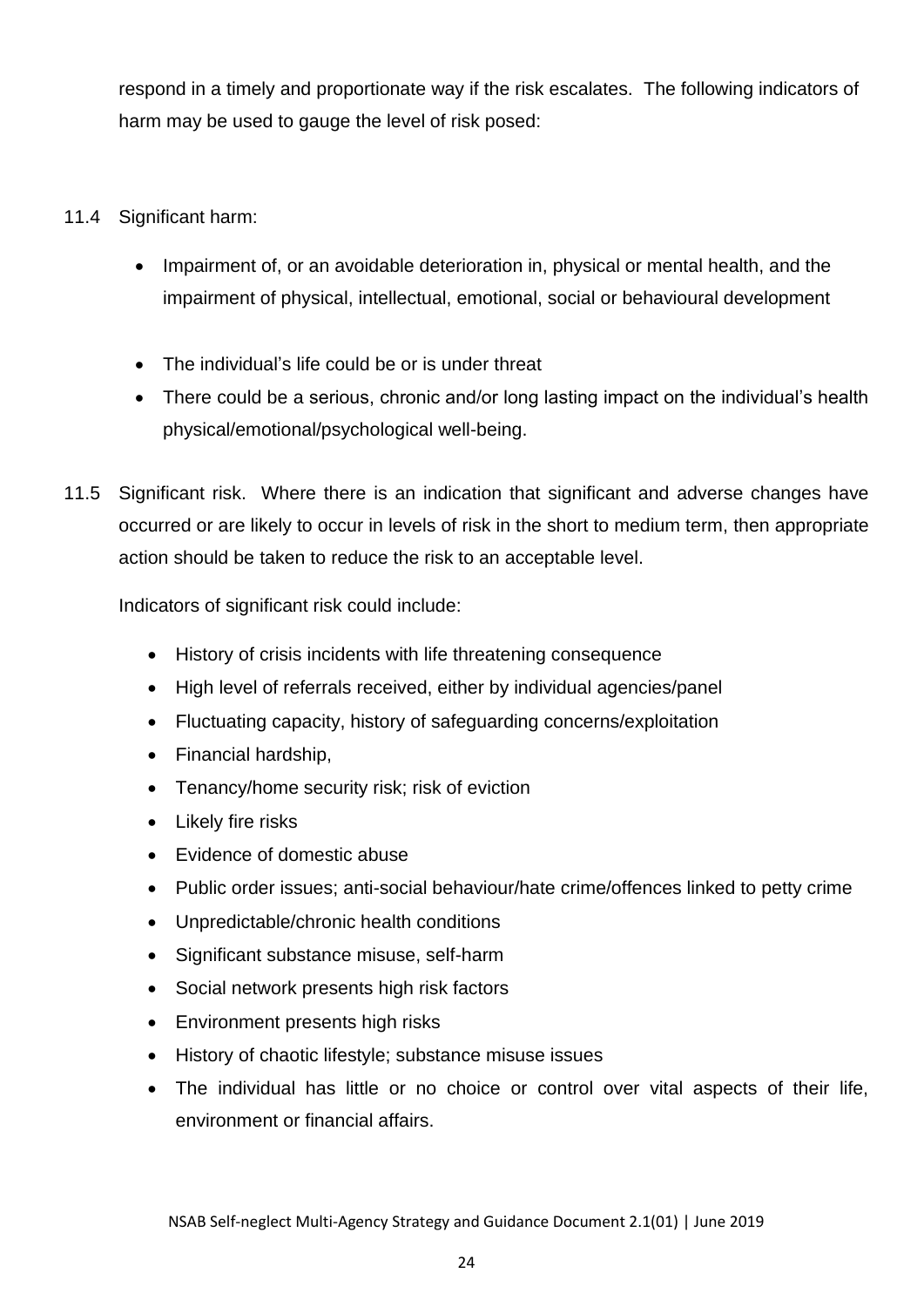respond in a timely and proportionate way if the risk escalates. The following indicators of harm may be used to gauge the level of risk posed:

11.4 Significant harm:

- Impairment of, or an avoidable deterioration in, physical or mental health, and the impairment of physical, intellectual, emotional, social or behavioural development
- The individual's life could be or is under threat
- There could be a serious, chronic and/or long lasting impact on the individual's health physical/emotional/psychological well-being.

11.5 Significant risk. Where there is an indication that significant and adverse changes have occurred or are likely to occur in levels of risk in the short to medium term, then appropriate action should be taken to reduce the risk to an acceptable level.

Indicators of significant risk could include:

- History of crisis incidents with life threatening consequence
- High level of referrals received, either by individual agencies/panel
- Fluctuating capacity, history of safeguarding concerns/exploitation
- Financial hardship,
- Tenancy/home security risk; risk of eviction
- Likely fire risks
- Evidence of domestic abuse
- Public order issues; anti-social behaviour/hate crime/offences linked to petty crime
- Unpredictable/chronic health conditions
- Significant substance misuse, self-harm
- Social network presents high risk factors
- Environment presents high risks
- History of chaotic lifestyle; substance misuse issues
- The individual has little or no choice or control over vital aspects of their life, environment or financial affairs.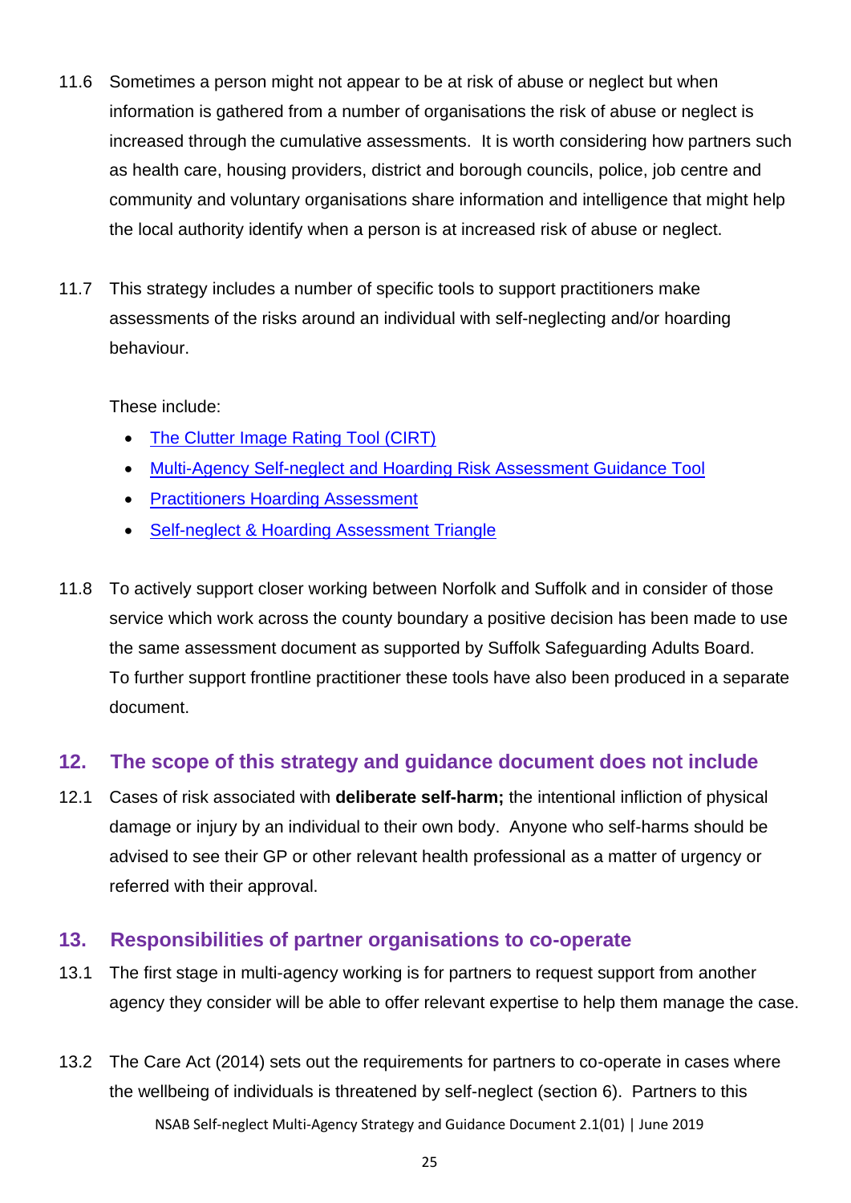11.6 Sometimes a person might not appear to be at risk of abuse or neglect but when information is gathered from a number of organisations the risk of abuse or neglect is increased through the cumulative assessments. It is worth considering how partners such as health care, housing providers, district and borough councils, police, job centre and community and voluntary organisations share information and intelligence that might help the local authority identify when a person is at increased risk of abuse or neglect.

11.7 This strategy includes a number of specific tools to support practitioners make assessments of the risks around an individual with self-neglecting and/or hoarding behaviour.

These include:

- The Clutter Image Rating Tool (CIRT)
- Multi-Agency Self-neglect and Hoarding Risk Assessment Guidance Tool
- Practitioners Hoarding Assessment
- Self-neglect & Hoarding Assessment Triangle

11.8 To actively support closer working between Norfolk and Suffolk and in consider of those service which work across the county boundary a positive decision has been made to use the same assessment document as supported by Suffolk Safeguarding Adults Board. To further support frontline practitioner these tools have also been produced in a separate document.

## 12. The scope of this strategy and guidance document does not include

12.1 Cases of risk associated with **deliberate self-harm;** the intentional infliction of physical damage or injury by an individual to their own body. Anyone who self-harms should be advised to see their GP or other relevant health professional as a matter of urgency or referred with their approval.

## 13. Responsibilities of partner organisations to co-operate

13.1 The first stage in multi-agency working is for partners to request support from another agency they consider will be able to offer relevant expertise to help them manage the case.

13.2 The Care Act (2014) sets out the requirements for partners to co-operate in cases where the wellbeing of individuals is threatened by self-neglect (section 6). Partners to this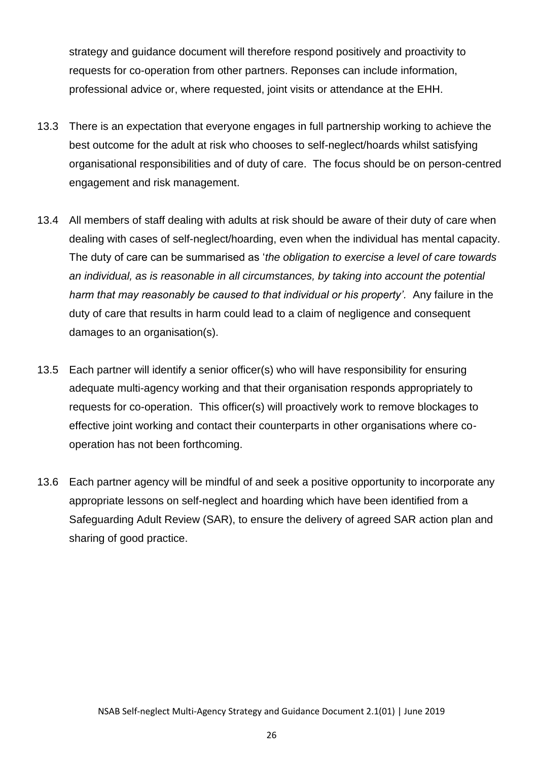strategy and guidance document will therefore respond positively and proactivity to requests for co-operation from other partners. Reponses can include information, professional advice or, where requested, joint visits or attendance at the EHH.

13.3 There is an expectation that everyone engages in full partnership working to achieve the best outcome for the adult at risk who chooses to self-neglect/hoards whilst satisfying organisational responsibilities and of duty of care. The focus should be on person-centred engagement and risk management.

13.4 All members of staff dealing with adults at risk should be aware of their duty of care when dealing with cases of self-neglect/hoarding, even when the individual has mental capacity. The duty of care can be summarised as '*the obligation to exercise a level of care towards an individual, as is reasonable in all circumstances, by taking into account the potential harm that may reasonably be caused to that individual or his property'.* Any failure in the duty of care that results in harm could lead to a claim of negligence and consequent damages to an organisation(s).

13.5 Each partner will identify a senior officer(s) who will have responsibility for ensuring adequate multi-agency working and that their organisation responds appropriately to requests for co-operation. This officer(s) will proactively work to remove blockages to effective joint working and contact their counterparts in other organisations where co-operation has not been forthcoming.

13.6 Each partner agency will be mindful of and seek a positive opportunity to incorporate any appropriate lessons on self-neglect and hoarding which have been identified from a Safeguarding Adult Review (SAR), to ensure the delivery of agreed SAR action plan and sharing of good practice.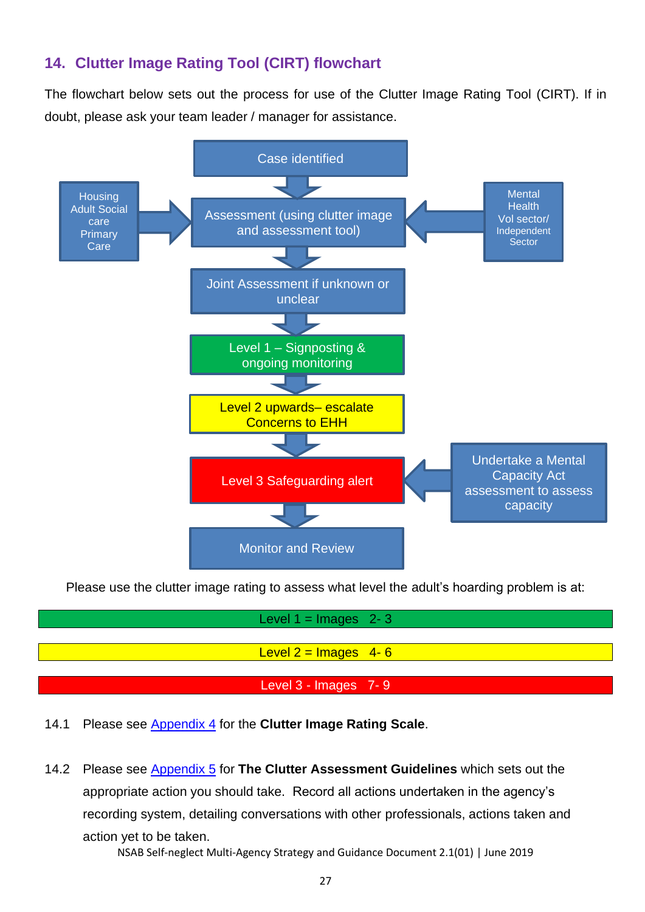## 14. Clutter Image Rating Tool (CIRT) flowchart

The flowchart below sets out the process for use of the Clutter Image Rating Tool (CIRT). If in doubt, please ask your team leader / manager for assistance.

Case identified

↓

Housing Adult Social care Primary Care → Assessment (using clutter image and assessment tool) ← Mental Health Vol sector/ Independent Sector

↓

Joint Assessment if unknown or unclear

↓

Level 1 – Signposting & ongoing monitoring

↓

Level 2 upwards– escalate Concerns to EHH

↓

Level 3 Safeguarding alert ← Undertake a Mental Capacity Act assessment to assess capacity

↓

Monitor and Review

Please use the clutter image rating to assess what level the adult's hoarding problem is at:

Level 1 = Images 2- 3

Level 2 = Images 4- 6

Level 3 - Images 7- 9

14.1 Please see Appendix 4 for the **Clutter Image Rating Scale**.

14.2 Please see Appendix 5 for **The Clutter Assessment Guidelines** which sets out the appropriate action you should take. Record all actions undertaken in the agency's recording system, detailing conversations with other professionals, actions taken and action yet to be taken.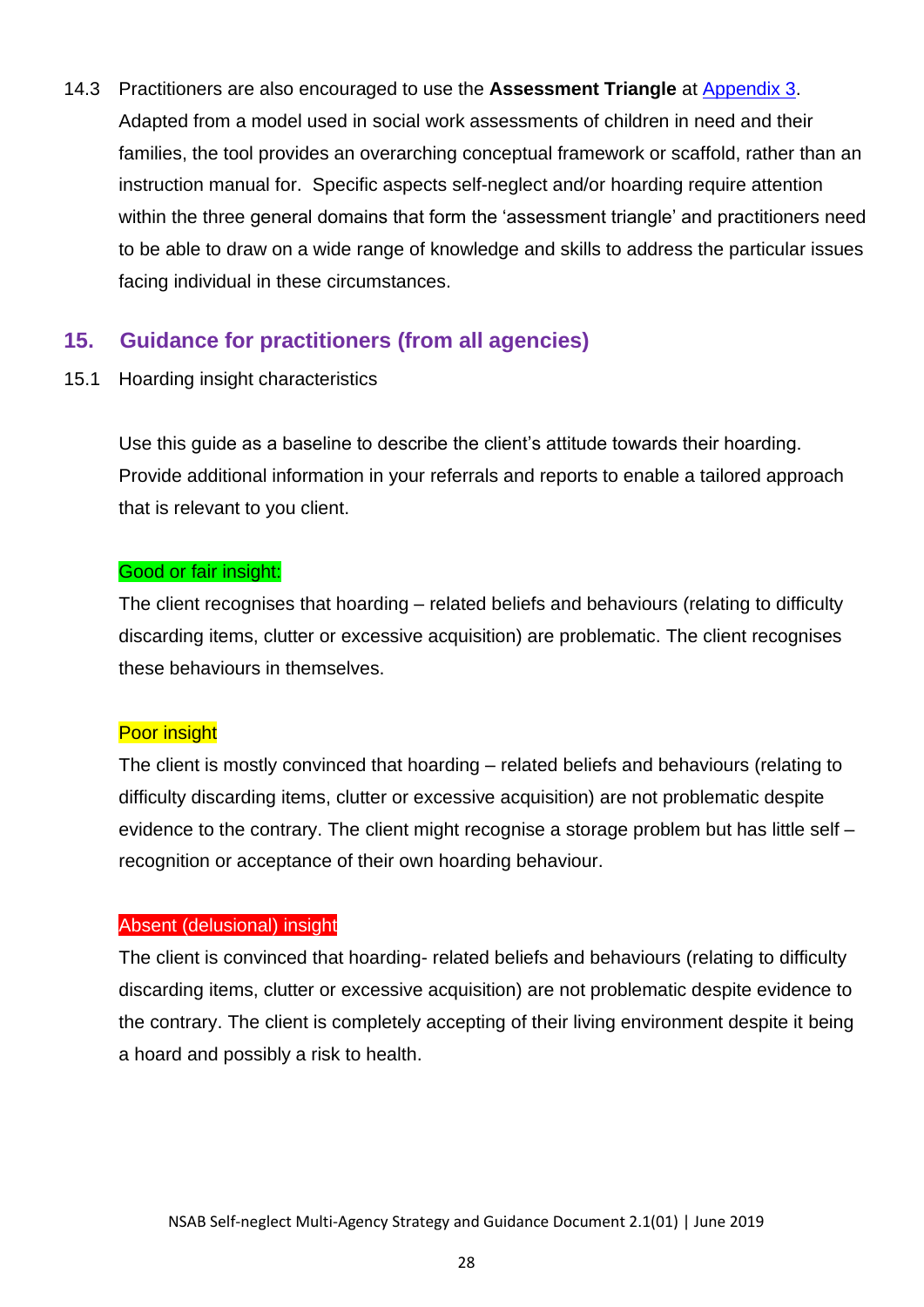14.3 Practitioners are also encouraged to use the **Assessment Triangle** at [Appendix 3](#). Adapted from a model used in social work assessments of children in need and their families, the tool provides an overarching conceptual framework or scaffold, rather than an instruction manual for. Specific aspects self-neglect and/or hoarding require attention within the three general domains that form the 'assessment triangle' and practitioners need to be able to draw on a wide range of knowledge and skills to address the particular issues facing individual in these circumstances.

## 15. Guidance for practitioners (from all agencies)

15.1 Hoarding insight characteristics

Use this guide as a baseline to describe the client's attitude towards their hoarding. Provide additional information in your referrals and reports to enable a tailored approach that is relevant to you client.

Good or fair insight:

The client recognises that hoarding – related beliefs and behaviours (relating to difficulty discarding items, clutter or excessive acquisition) are problematic. The client recognises these behaviours in themselves.

Poor insight

The client is mostly convinced that hoarding – related beliefs and behaviours (relating to difficulty discarding items, clutter or excessive acquisition) are not problematic despite evidence to the contrary. The client might recognise a storage problem but has little self – recognition or acceptance of their own hoarding behaviour.

Absent (delusional) insight

The client is convinced that hoarding- related beliefs and behaviours (relating to difficulty discarding items, clutter or excessive acquisition) are not problematic despite evidence to the contrary. The client is completely accepting of their living environment despite it being a hoard and possibly a risk to health.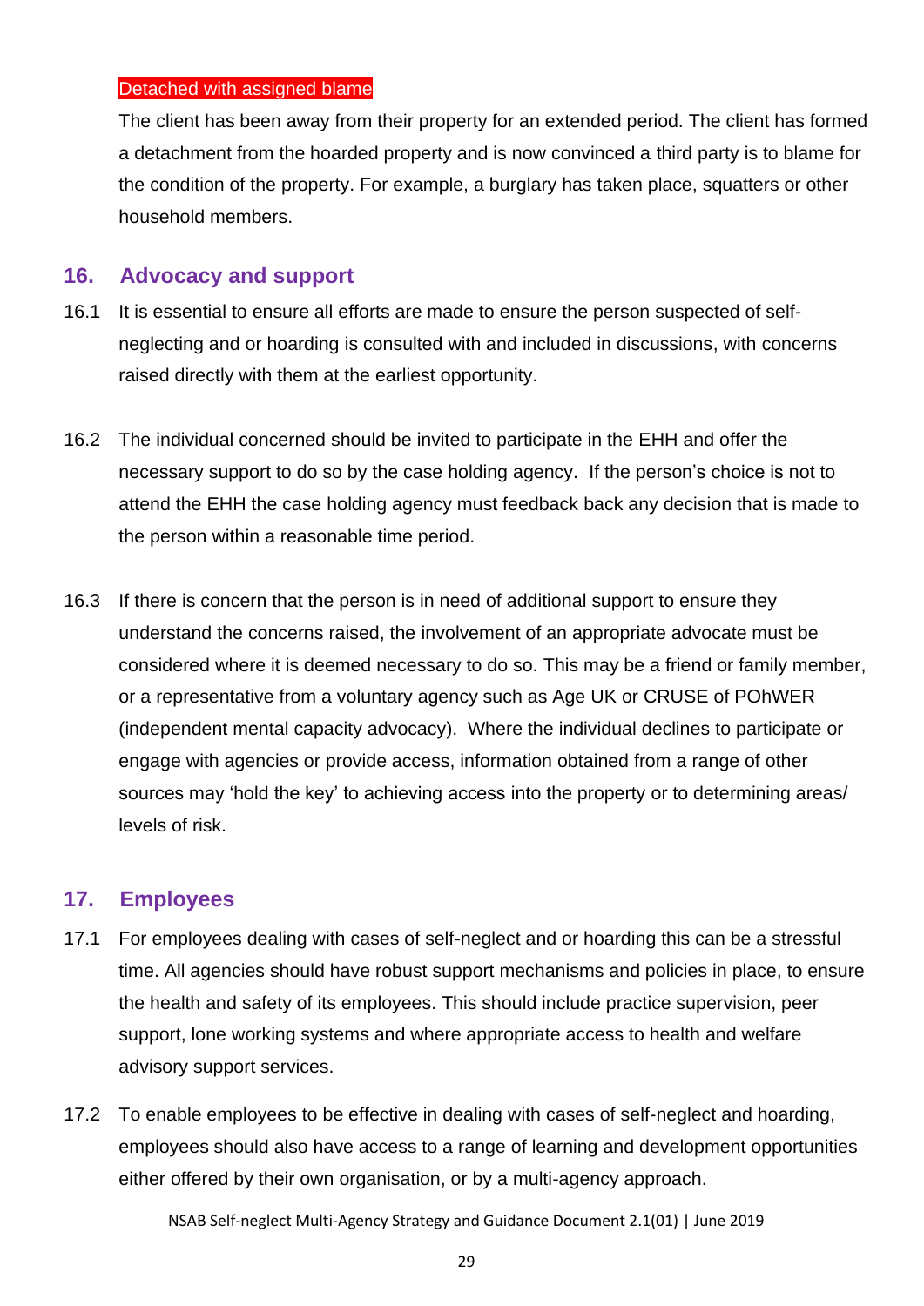**Detached with assigned blame**

The client has been away from their property for an extended period. The client has formed a detachment from the hoarded property and is now convinced a third party is to blame for the condition of the property. For example, a burglary has taken place, squatters or other household members.

## 16. Advocacy and support

16.1 It is essential to ensure all efforts are made to ensure the person suspected of self-neglecting and or hoarding is consulted with and included in discussions, with concerns raised directly with them at the earliest opportunity.

16.2 The individual concerned should be invited to participate in the EHH and offer the necessary support to do so by the case holding agency. If the person's choice is not to attend the EHH the case holding agency must feedback back any decision that is made to the person within a reasonable time period.

16.3 If there is concern that the person is in need of additional support to ensure they understand the concerns raised, the involvement of an appropriate advocate must be considered where it is deemed necessary to do so. This may be a friend or family member, or a representative from a voluntary agency such as Age UK or CRUSE of POhWER (independent mental capacity advocacy). Where the individual declines to participate or engage with agencies or provide access, information obtained from a range of other sources may 'hold the key' to achieving access into the property or to determining areas/ levels of risk.

## 17. Employees

17.1 For employees dealing with cases of self-neglect and or hoarding this can be a stressful time. All agencies should have robust support mechanisms and policies in place, to ensure the health and safety of its employees. This should include practice supervision, peer support, lone working systems and where appropriate access to health and welfare advisory support services.

17.2 To enable employees to be effective in dealing with cases of self-neglect and hoarding, employees should also have access to a range of learning and development opportunities either offered by their own organisation, or by a multi-agency approach.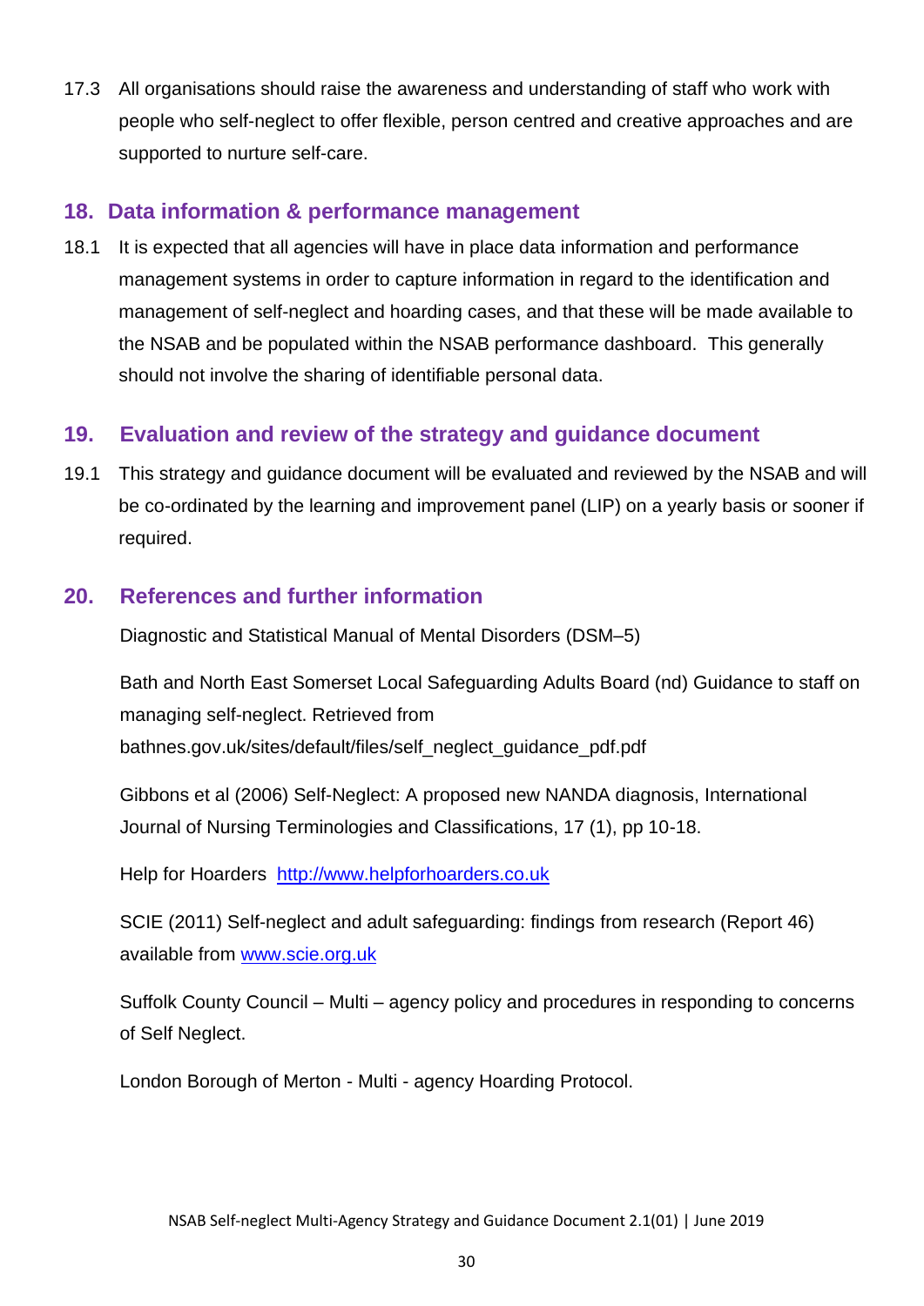17.3 All organisations should raise the awareness and understanding of staff who work with people who self-neglect to offer flexible, person centred and creative approaches and are supported to nurture self-care.

## 18. Data information & performance management

18.1 It is expected that all agencies will have in place data information and performance management systems in order to capture information in regard to the identification and management of self-neglect and hoarding cases, and that these will be made available to the NSAB and be populated within the NSAB performance dashboard. This generally should not involve the sharing of identifiable personal data.

## 19. Evaluation and review of the strategy and guidance document

19.1 This strategy and guidance document will be evaluated and reviewed by the NSAB and will be co-ordinated by the learning and improvement panel (LIP) on a yearly basis or sooner if required.

## 20. References and further information

Diagnostic and Statistical Manual of Mental Disorders (DSM–5)

Bath and North East Somerset Local Safeguarding Adults Board (nd) Guidance to staff on managing self-neglect. Retrieved from bathnes.gov.uk/sites/default/files/self_neglect_guidance_pdf.pdf

Gibbons et al (2006) Self-Neglect: A proposed new NANDA diagnosis, International Journal of Nursing Terminologies and Classifications, 17 (1), pp 10-18.

Help for Hoarders [http://www.helpforhoarders.co.uk](http://www.helpforhoarders.co.uk)

SCIE (2011) Self-neglect and adult safeguarding: findings from research (Report 46) available from [www.scie.org.uk](www.scie.org.uk)

Suffolk County Council – Multi – agency policy and procedures in responding to concerns of Self Neglect.

London Borough of Merton - Multi - agency Hoarding Protocol.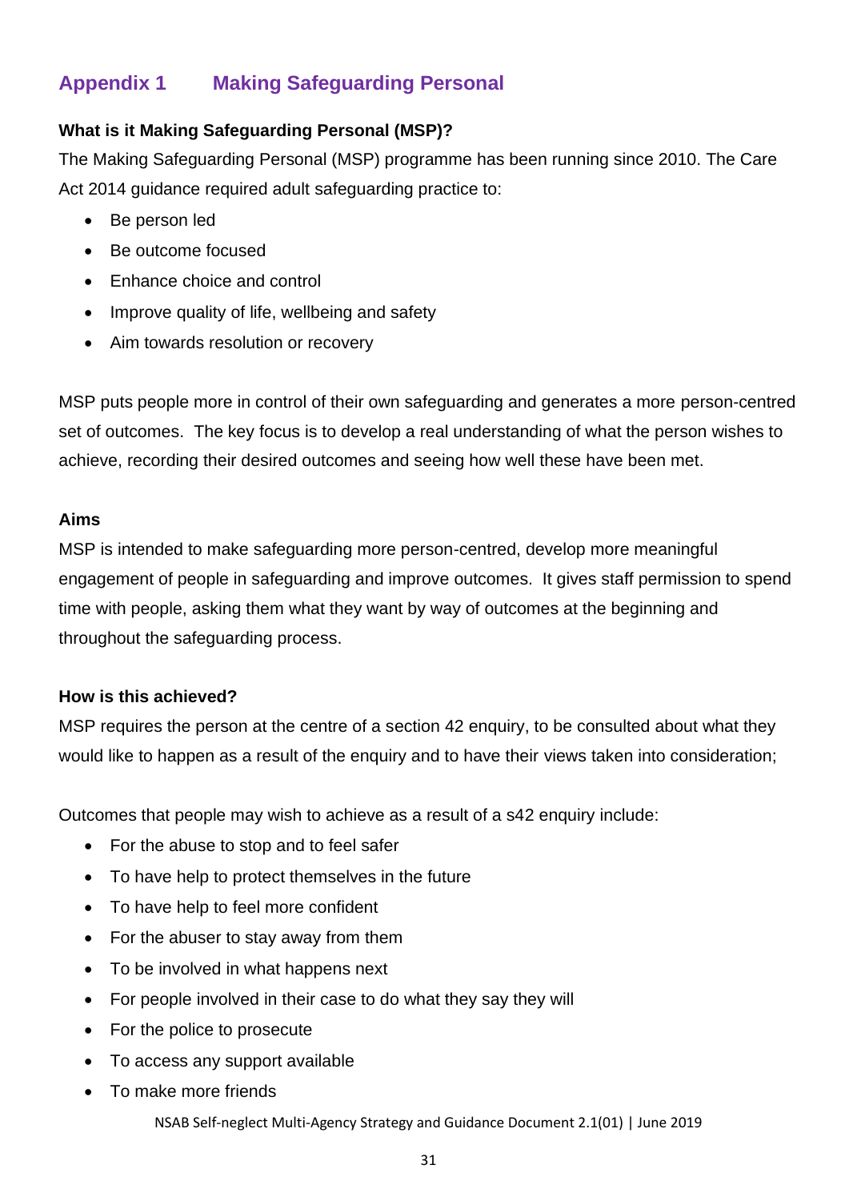## Appendix 1 Making Safeguarding Personal

**What is it Making Safeguarding Personal (MSP)?**

The Making Safeguarding Personal (MSP) programme has been running since 2010. The Care Act 2014 guidance required adult safeguarding practice to:

- Be person led
- Be outcome focused
- Enhance choice and control
- Improve quality of life, wellbeing and safety
- Aim towards resolution or recovery

MSP puts people more in control of their own safeguarding and generates a more person-centred set of outcomes. The key focus is to develop a real understanding of what the person wishes to achieve, recording their desired outcomes and seeing how well these have been met.

**Aims**

MSP is intended to make safeguarding more person-centred, develop more meaningful engagement of people in safeguarding and improve outcomes. It gives staff permission to spend time with people, asking them what they want by way of outcomes at the beginning and throughout the safeguarding process.

**How is this achieved?**

MSP requires the person at the centre of a section 42 enquiry, to be consulted about what they would like to happen as a result of the enquiry and to have their views taken into consideration;

Outcomes that people may wish to achieve as a result of a s42 enquiry include:

- For the abuse to stop and to feel safer
- To have help to protect themselves in the future
- To have help to feel more confident
- For the abuser to stay away from them
- To be involved in what happens next
- For people involved in their case to do what they say they will
- For the police to prosecute
- To access any support available
- To make more friends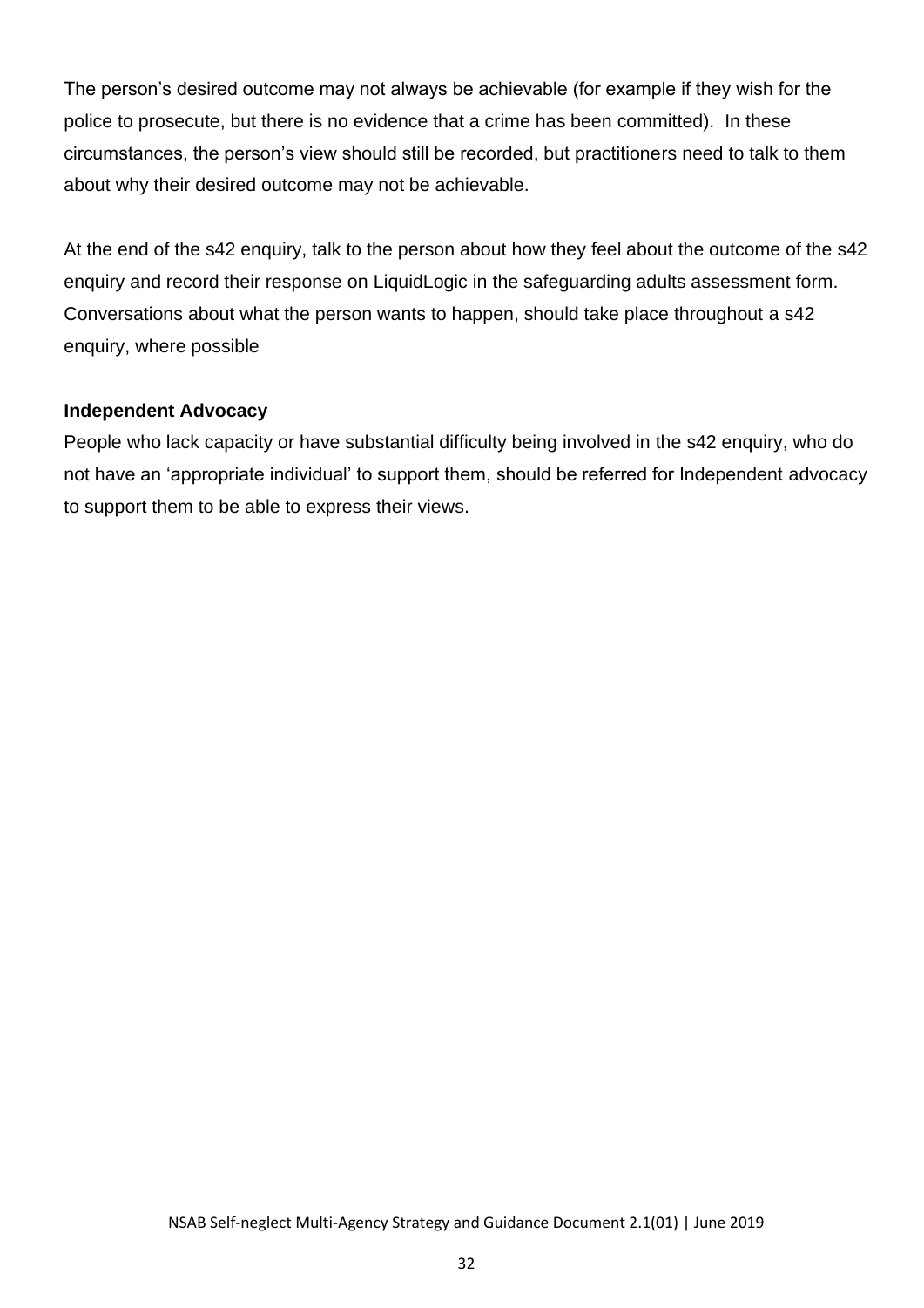The person's desired outcome may not always be achievable (for example if they wish for the police to prosecute, but there is no evidence that a crime has been committed). In these circumstances, the person's view should still be recorded, but practitioners need to talk to them about why their desired outcome may not be achievable.

At the end of the s42 enquiry, talk to the person about how they feel about the outcome of the s42 enquiry and record their response on LiquidLogic in the safeguarding adults assessment form. Conversations about what the person wants to happen, should take place throughout a s42 enquiry, where possible

**Independent Advocacy**

People who lack capacity or have substantial difficulty being involved in the s42 enquiry, who do not have an 'appropriate individual' to support them, should be referred for Independent advocacy to support them to be able to express their views.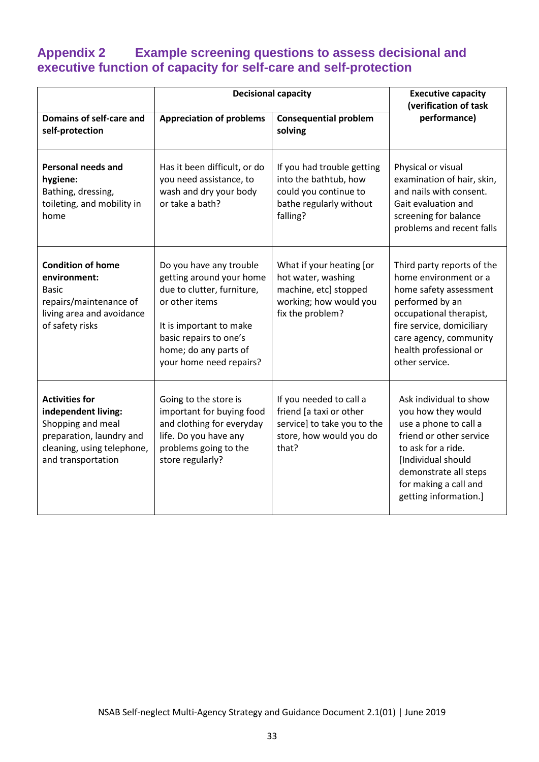## Appendix 2 Example screening questions to assess decisional and executive function of capacity for self-care and self-protection

| | Decisional capacity | | Executive capacity (verification of task performance) |
|---|---|---|---|
| **Domains of self-care and self-protection** | **Appreciation of problems** | **Consequential problem solving** | |
| **Personal needs and hygiene:** Bathing, dressing, toileting, and mobility in home | Has it been difficult, or do you need assistance, to wash and dry your body or take a bath? | If you had trouble getting into the bathtub, how could you continue to bathe regularly without falling? | Physical or visual examination of hair, skin, and nails with consent. Gait evaluation and screening for balance problems and recent falls |
| **Condition of home environment:** Basic repairs/maintenance of living area and avoidance of safety risks | Do you have any trouble getting around your home due to clutter, furniture, or other items<br><br>It is important to make basic repairs to one's home; do any parts of your home need repairs? | What if your heating [or hot water, washing machine, etc] stopped working; how would you fix the problem? | Third party reports of the home environment or a home safety assessment performed by an occupational therapist, fire service, domiciliary care agency, community health professional or other service. |
| **Activities for independent living:** Shopping and meal preparation, laundry and cleaning, using telephone, and transportation | Going to the store is important for buying food and clothing for everyday life. Do you have any problems going to the store regularly? | If you needed to call a friend [a taxi or other service] to take you to the store, how would you do that? | Ask individual to show you how they would use a phone to call a friend or other service to ask for a ride. [Individual should demonstrate all steps for making a call and getting information.] |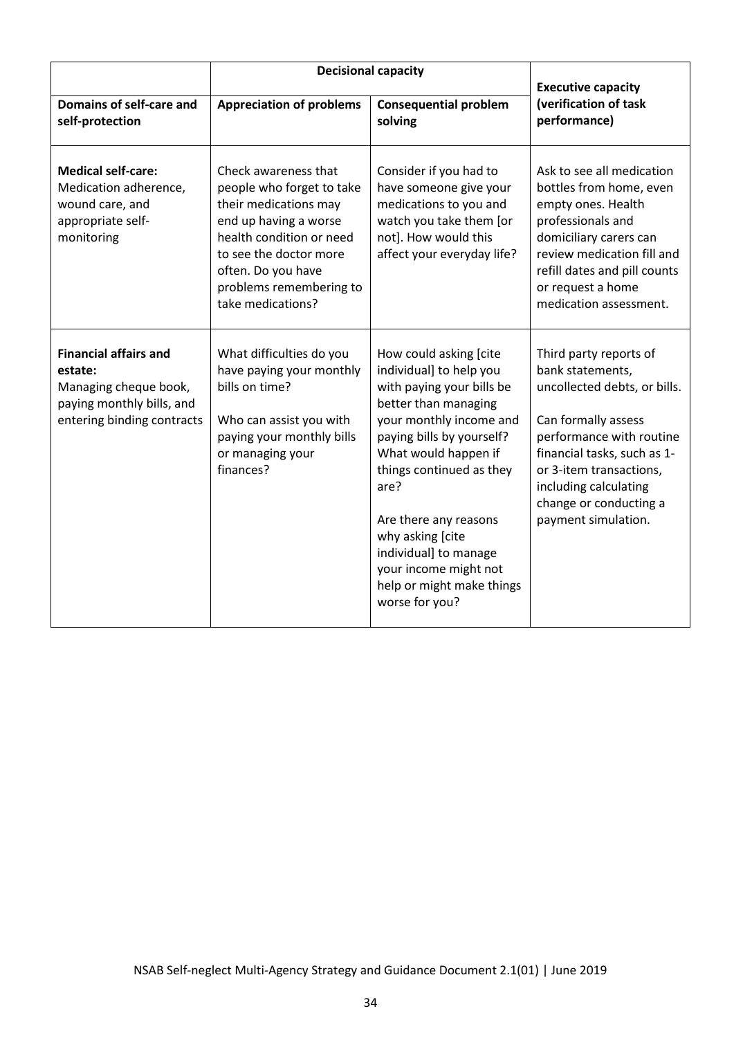| Domains of self-care and self-protection | Decisional capacity: Appreciation of problems | Decisional capacity: Consequential problem solving | Executive capacity (verification of task performance) |
|---|---|---|---|
| **Medical self-care:** Medication adherence, wound care, and appropriate self-monitoring | Check awareness that people who forget to take their medications may end up having a worse health condition or need to see the doctor more often. Do you have problems remembering to take medications? | Consider if you had to have someone give your medications to you and watch you take them [or not]. How would this affect your everyday life? | Ask to see all medication bottles from home, even empty ones. Health professionals and domiciliary carers can review medication fill and refill dates and pill counts or request a home medication assessment. |
| **Financial affairs and estate:** Managing cheque book, paying monthly bills, and entering binding contracts | What difficulties do you have paying your monthly bills on time?<br><br>Who can assist you with paying your monthly bills or managing your finances? | How could asking [cite individual] to help you with paying your bills be better than managing your monthly income and paying bills by yourself? What would happen if things continued as they are?<br><br>Are there any reasons why asking [cite individual] to manage your income might not help or might make things worse for you? | Third party reports of bank statements, uncollected debts, or bills.<br><br>Can formally assess performance with routine financial tasks, such as 1- or 3-item transactions, including calculating change or conducting a payment simulation. |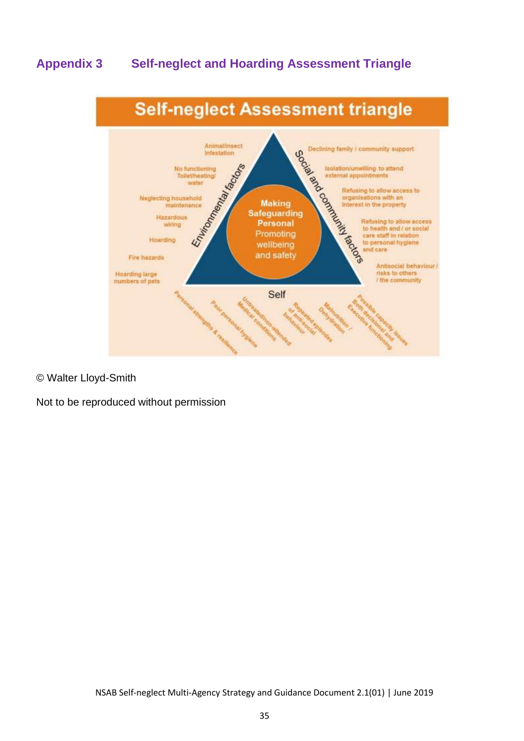## Appendix 3 Self-neglect and Hoarding Assessment Triangle

**Self-neglect Assessment triangle**

**Making Safeguarding Personal** Promoting wellbeing and safety

**Environmental factors**

- Animal/insect Infestation
- No functioning Toilet/heating/ water
- Neglecting household maintenance
- Hazardous wiring
- Hoarding
- Fire hazards
- Hoarding large numbers of pets

**Social and community factors**

- Declining family / community support
- Isolation/unwilling to attend external appointments
- Refusing to allow access to organisations with an interest in the property
- Refusing to allow access to health and / or social care staff in relation to personal hygiene and care
- Antisocial behaviour / risks to others / the community

**Self**

- Personal strengths & resilience
- Poor personal hygiene
- Untreated/non-attended Medical conditions
- Repeated episodes of anti-social behaviour
- Malnutrition / Dehydration
- Possible capacity issues Both decisional and Executive functioning

© Walter Lloyd-Smith

Not to be reproduced without permission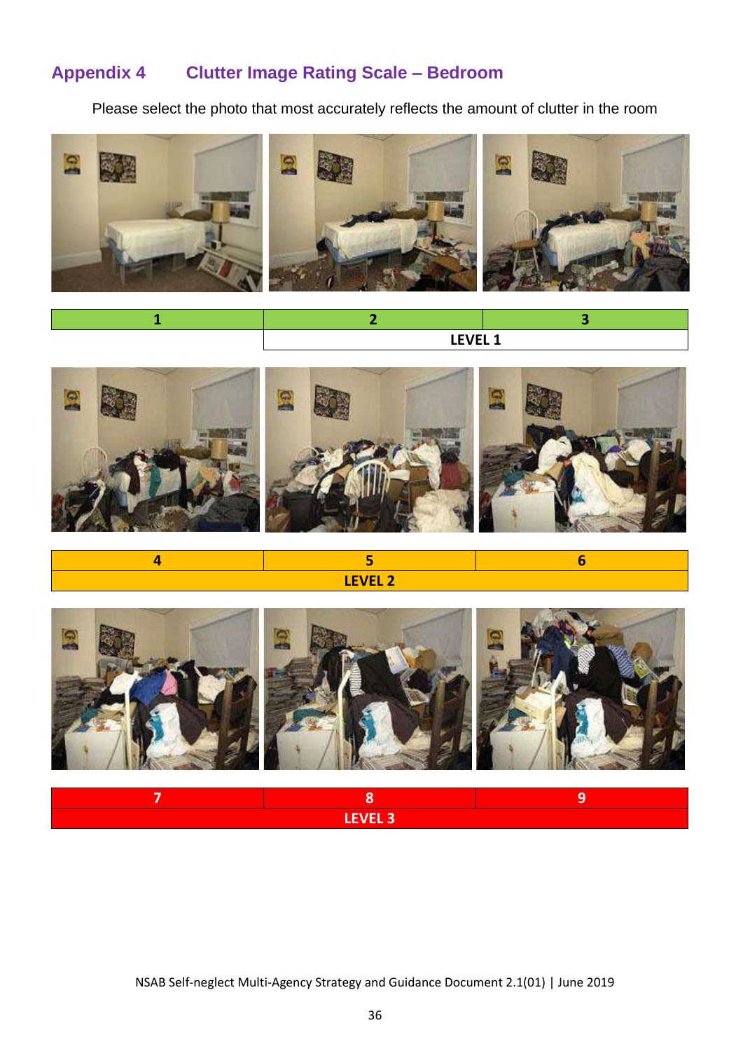## Appendix 4 Clutter Image Rating Scale – Bedroom

Please select the photo that most accurately reflects the amount of clutter in the room

| 1 | 2 | 3 |
|---|---|---|
| | LEVEL 1 | |

| 4 | 5 | 6 |
|---|---|---|
| | LEVEL 2 | |

| 7 | 8 | 9 |
|---|---|---|
| | LEVEL 3 | |

NSAB Self-neglect Multi-Agency Strategy and Guidance Document 2.1(01) | June 2019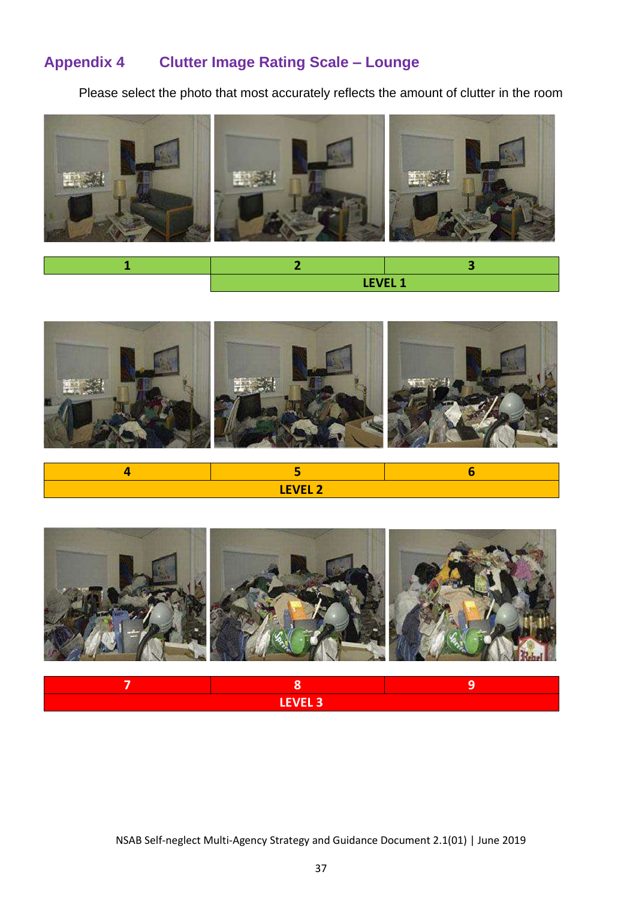## Appendix 4 Clutter Image Rating Scale – Lounge

Please select the photo that most accurately reflects the amount of clutter in the room

| 1 | 2 | 3 |
|---|---|---|
| | LEVEL 1 | |

| 4 | 5 | 6 |
|---|---|---|
| | LEVEL 2 | |

| 7 | 8 | 9 |
|---|---|---|
| | LEVEL 3 | |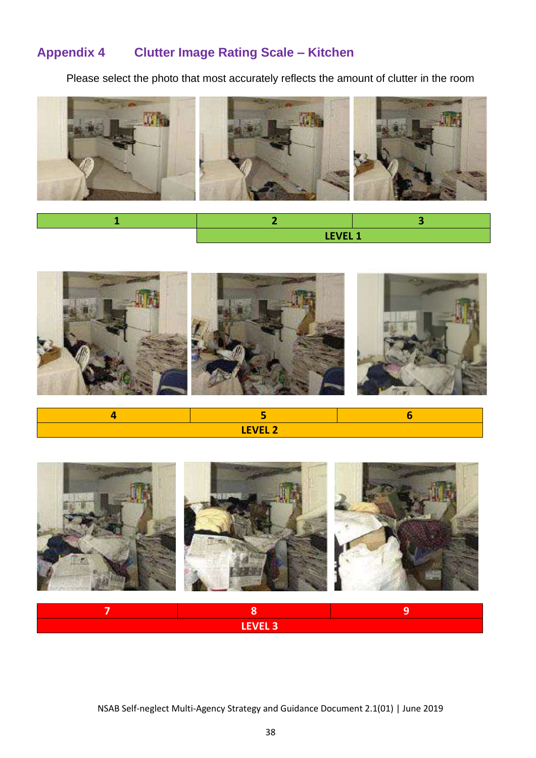## Appendix 4 Clutter Image Rating Scale – Kitchen

Please select the photo that most accurately reflects the amount of clutter in the room

| 1 | 2 | 3 |
|---|---|---|
| | LEVEL 1 | |

| 4 | 5 | 6 |
|---|---|---|
| | LEVEL 2 | |

| 7 | 8 | 9 |
|---|---|---|
| | LEVEL 3 | |

NSAB Self-neglect Multi-Agency Strategy and Guidance Document 2.1(01) | June 2019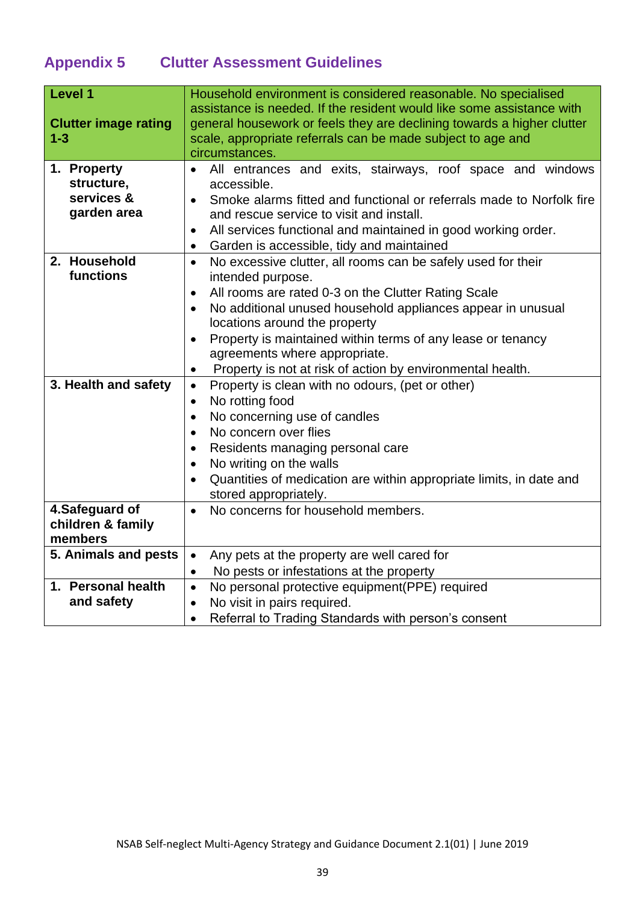## Appendix 5 Clutter Assessment Guidelines

| **Level 1**<br><br>**Clutter image rating 1-3** | Household environment is considered reasonable. No specialised assistance is needed. If the resident would like some assistance with general housework or feels they are declining towards a higher clutter scale, appropriate referrals can be made subject to age and circumstances. |
|---|---|
| **1. Property structure, services & garden area** | • All entrances and exits, stairways, roof space and windows accessible.<br>• Smoke alarms fitted and functional or referrals made to Norfolk fire and rescue service to visit and install.<br>• All services functional and maintained in good working order.<br>• Garden is accessible, tidy and maintained |
| **2. Household functions** | • No excessive clutter, all rooms can be safely used for their intended purpose.<br>• All rooms are rated 0-3 on the Clutter Rating Scale<br>• No additional unused household appliances appear in unusual locations around the property<br>• Property is maintained within terms of any lease or tenancy agreements where appropriate.<br>• Property is not at risk of action by environmental health. |
| **3. Health and safety** | • Property is clean with no odours, (pet or other)<br>• No rotting food<br>• No concerning use of candles<br>• No concern over flies<br>• Residents managing personal care<br>• No writing on the walls<br>• Quantities of medication are within appropriate limits, in date and stored appropriately. |
| **4.Safeguard of children & family members** | • No concerns for household members. |
| **5. Animals and pests** | • Any pets at the property are well cared for<br>• No pests or infestations at the property |
| **1. Personal health and safety** | • No personal protective equipment(PPE) required<br>• No visit in pairs required.<br>• Referral to Trading Standards with person's consent |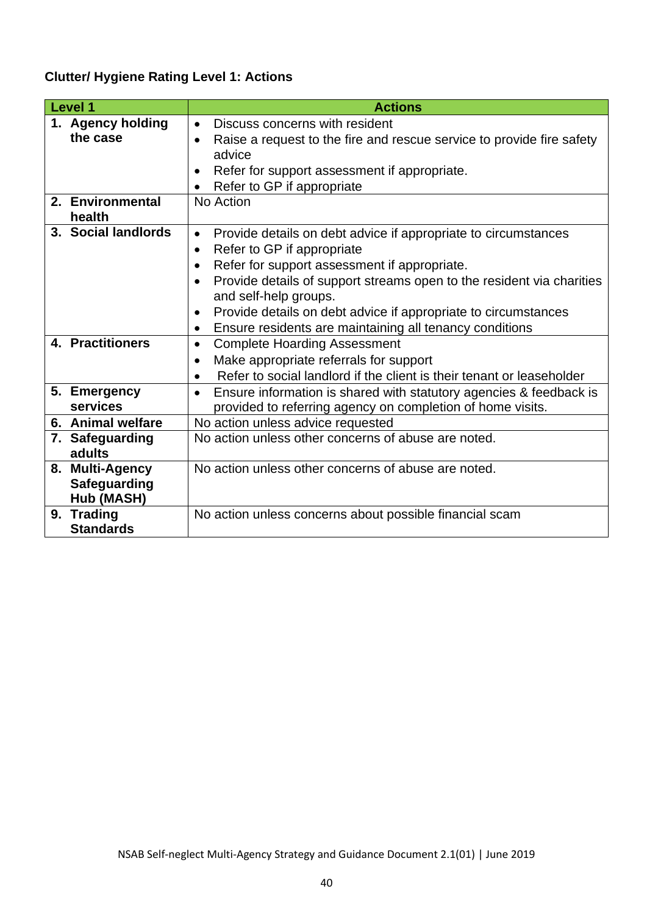**Clutter/ Hygiene Rating Level 1: Actions**

| Level 1 | Actions |
|---|---|
| 1. **Agency holding the case** | • Discuss concerns with resident<br>• Raise a request to the fire and rescue service to provide fire safety advice<br>• Refer for support assessment if appropriate.<br>• Refer to GP if appropriate |
| 2. **Environmental health** | No Action |
| 3. **Social landlords** | • Provide details on debt advice if appropriate to circumstances<br>• Refer to GP if appropriate<br>• Refer for support assessment if appropriate.<br>• Provide details of support streams open to the resident via charities and self-help groups.<br>• Provide details on debt advice if appropriate to circumstances<br>• Ensure residents are maintaining all tenancy conditions |
| 4. **Practitioners** | • Complete Hoarding Assessment<br>• Make appropriate referrals for support<br>• Refer to social landlord if the client is their tenant or leaseholder |
| 5. **Emergency services** | • Ensure information is shared with statutory agencies & feedback is provided to referring agency on completion of home visits. |
| 6. **Animal welfare** | No action unless advice requested |
| 7. **Safeguarding adults** | No action unless other concerns of abuse are noted. |
| 8. **Multi-Agency Safeguarding Hub (MASH)** | No action unless other concerns of abuse are noted. |
| 9. **Trading Standards** | No action unless concerns about possible financial scam |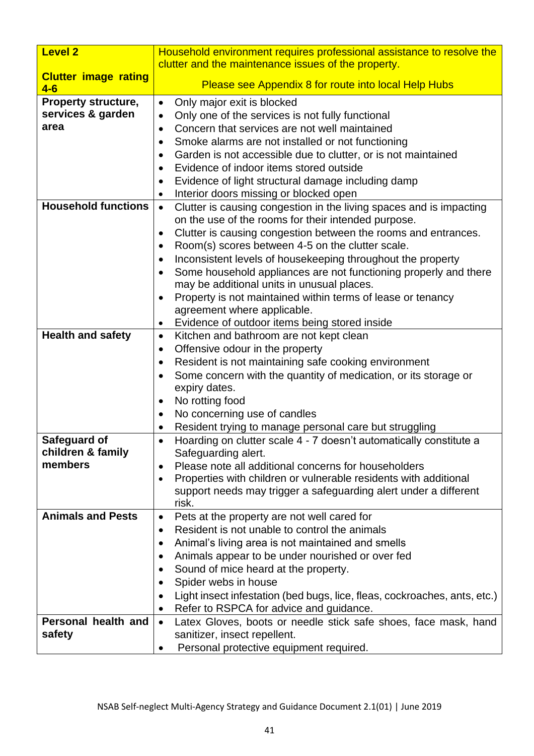| **Level 2**<br><br>**Clutter image rating 4-6** | Household environment requires professional assistance to resolve the clutter and the maintenance issues of the property.<br><br>Please see Appendix 8 for route into local Help Hubs |
| --- | --- |
| **Property structure, services & garden area** | • Only major exit is blocked<br>• Only one of the services is not fully functional<br>• Concern that services are not well maintained<br>• Smoke alarms are not installed or not functioning<br>• Garden is not accessible due to clutter, or is not maintained<br>• Evidence of indoor items stored outside<br>• Evidence of light structural damage including damp<br>• Interior doors missing or blocked open |
| **Household functions** | • Clutter is causing congestion in the living spaces and is impacting on the use of the rooms for their intended purpose.<br>• Clutter is causing congestion between the rooms and entrances.<br>• Room(s) scores between 4-5 on the clutter scale.<br>• Inconsistent levels of housekeeping throughout the property<br>• Some household appliances are not functioning properly and there may be additional units in unusual places.<br>• Property is not maintained within terms of lease or tenancy agreement where applicable.<br>• Evidence of outdoor items being stored inside |
| **Health and safety** | • Kitchen and bathroom are not kept clean<br>• Offensive odour in the property<br>• Resident is not maintaining safe cooking environment<br>• Some concern with the quantity of medication, or its storage or expiry dates.<br>• No rotting food<br>• No concerning use of candles<br>• Resident trying to manage personal care but struggling |
| **Safeguard of children & family members** | • Hoarding on clutter scale 4 - 7 doesn't automatically constitute a Safeguarding alert.<br>• Please note all additional concerns for householders<br>• Properties with children or vulnerable residents with additional support needs may trigger a safeguarding alert under a different risk. |
| **Animals and Pests** | • Pets at the property are not well cared for<br>• Resident is not unable to control the animals<br>• Animal's living area is not maintained and smells<br>• Animals appear to be under nourished or over fed<br>• Sound of mice heard at the property.<br>• Spider webs in house<br>• Light insect infestation (bed bugs, lice, fleas, cockroaches, ants, etc.)<br>• Refer to RSPCA for advice and guidance. |
| **Personal health and safety** | • Latex Gloves, boots or needle stick safe shoes, face mask, hand sanitizer, insect repellent.<br>• Personal protective equipment required. |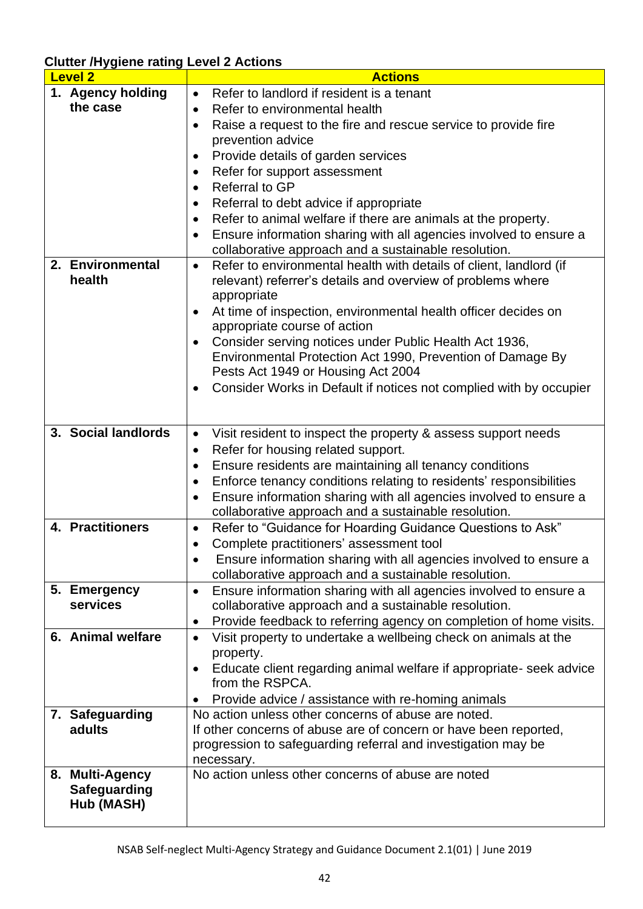## Clutter /Hygiene rating Level 2 Actions

| Level 2 | Actions |
|---|---|
| 1. Agency holding the case | • Refer to landlord if resident is a tenant<br>• Refer to environmental health<br>• Raise a request to the fire and rescue service to provide fire prevention advice<br>• Provide details of garden services<br>• Refer for support assessment<br>• Referral to GP<br>• Referral to debt advice if appropriate<br>• Refer to animal welfare if there are animals at the property.<br>• Ensure information sharing with all agencies involved to ensure a collaborative approach and a sustainable resolution. |
| 2. Environmental health | • Refer to environmental health with details of client, landlord (if relevant) referrer's details and overview of problems where appropriate<br>• At time of inspection, environmental health officer decides on appropriate course of action<br>• Consider serving notices under Public Health Act 1936, Environmental Protection Act 1990, Prevention of Damage By Pests Act 1949 or Housing Act 2004<br>• Consider Works in Default if notices not complied with by occupier |
| 3. Social landlords | • Visit resident to inspect the property & assess support needs<br>• Refer for housing related support.<br>• Ensure residents are maintaining all tenancy conditions<br>• Enforce tenancy conditions relating to residents' responsibilities<br>• Ensure information sharing with all agencies involved to ensure a collaborative approach and a sustainable resolution. |
| 4. Practitioners | • Refer to "Guidance for Hoarding Guidance Questions to Ask"<br>• Complete practitioners' assessment tool<br>• Ensure information sharing with all agencies involved to ensure a collaborative approach and a sustainable resolution. |
| 5. Emergency services | • Ensure information sharing with all agencies involved to ensure a collaborative approach and a sustainable resolution.<br>• Provide feedback to referring agency on completion of home visits. |
| 6. Animal welfare | • Visit property to undertake a wellbeing check on animals at the property.<br>• Educate client regarding animal welfare if appropriate- seek advice from the RSPCA.<br>• Provide advice / assistance with re-homing animals |
| 7. Safeguarding adults | No action unless other concerns of abuse are noted.<br>If other concerns of abuse are of concern or have been reported, progression to safeguarding referral and investigation may be necessary. |
| 8. Multi-Agency Safeguarding Hub (MASH) | No action unless other concerns of abuse are noted |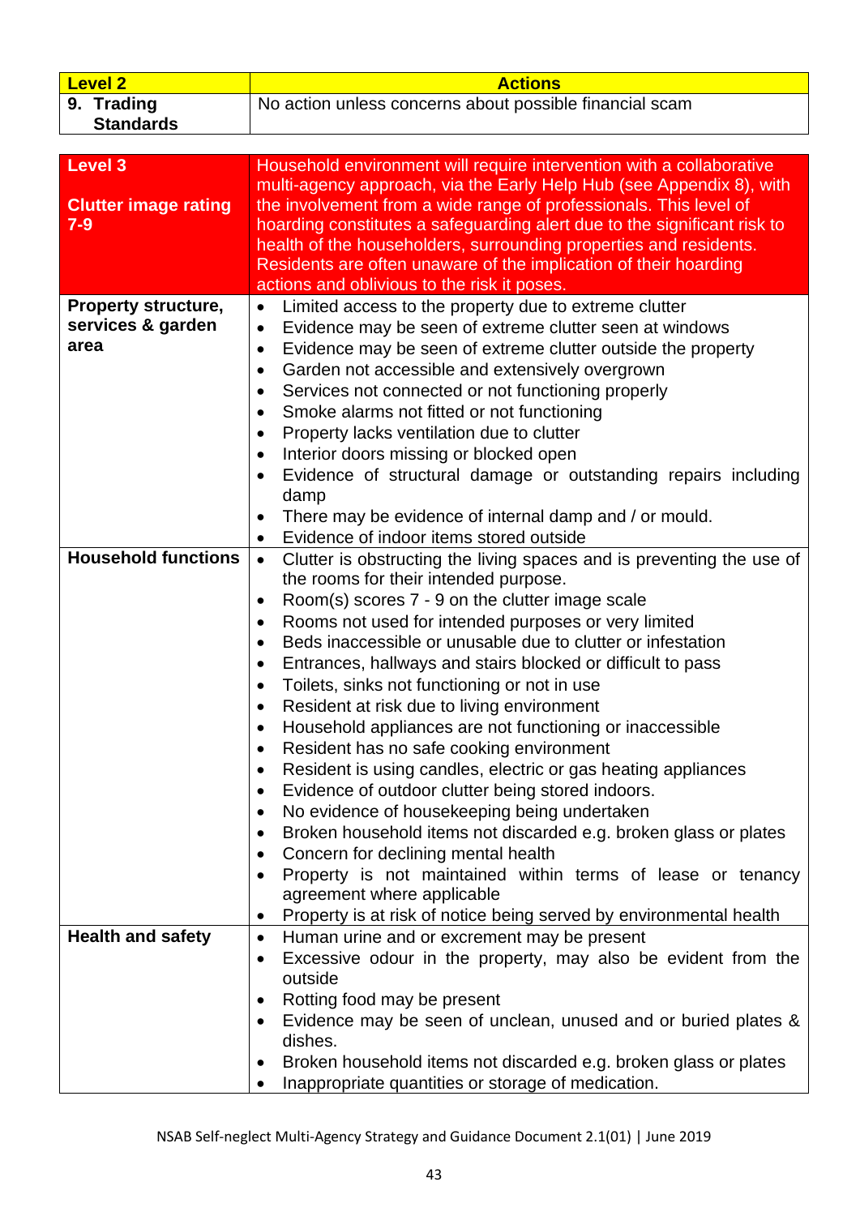| Level 2 | Actions |
| --- | --- |
| 9. Trading Standards | No action unless concerns about possible financial scam |

| Level 3<br><br>Clutter image rating 7-9 | Household environment will require intervention with a collaborative multi-agency approach, via the Early Help Hub (see Appendix 8), with the involvement from a wide range of professionals. This level of hoarding constitutes a safeguarding alert due to the significant risk to health of the householders, surrounding properties and residents. Residents are often unaware of the implication of their hoarding actions and oblivious to the risk it poses. |
| --- | --- |
| **Property structure, services & garden area** | • Limited access to the property due to extreme clutter<br>• Evidence may be seen of extreme clutter seen at windows<br>• Evidence may be seen of extreme clutter outside the property<br>• Garden not accessible and extensively overgrown<br>• Services not connected or not functioning properly<br>• Smoke alarms not fitted or not functioning<br>• Property lacks ventilation due to clutter<br>• Interior doors missing or blocked open<br>• Evidence of structural damage or outstanding repairs including damp<br>• There may be evidence of internal damp and / or mould.<br>• Evidence of indoor items stored outside |
| **Household functions** | • Clutter is obstructing the living spaces and is preventing the use of the rooms for their intended purpose.<br>• Room(s) scores 7 - 9 on the clutter image scale<br>• Rooms not used for intended purposes or very limited<br>• Beds inaccessible or unusable due to clutter or infestation<br>• Entrances, hallways and stairs blocked or difficult to pass<br>• Toilets, sinks not functioning or not in use<br>• Resident at risk due to living environment<br>• Household appliances are not functioning or inaccessible<br>• Resident has no safe cooking environment<br>• Resident is using candles, electric or gas heating appliances<br>• Evidence of outdoor clutter being stored indoors.<br>• No evidence of housekeeping being undertaken<br>• Broken household items not discarded e.g. broken glass or plates<br>• Concern for declining mental health<br>• Property is not maintained within terms of lease or tenancy agreement where applicable<br>• Property is at risk of notice being served by environmental health |
| **Health and safety** | • Human urine and or excrement may be present<br>• Excessive odour in the property, may also be evident from the outside<br>• Rotting food may be present<br>• Evidence may be seen of unclean, unused and or buried plates & dishes.<br>• Broken household items not discarded e.g. broken glass or plates<br>• Inappropriate quantities or storage of medication. |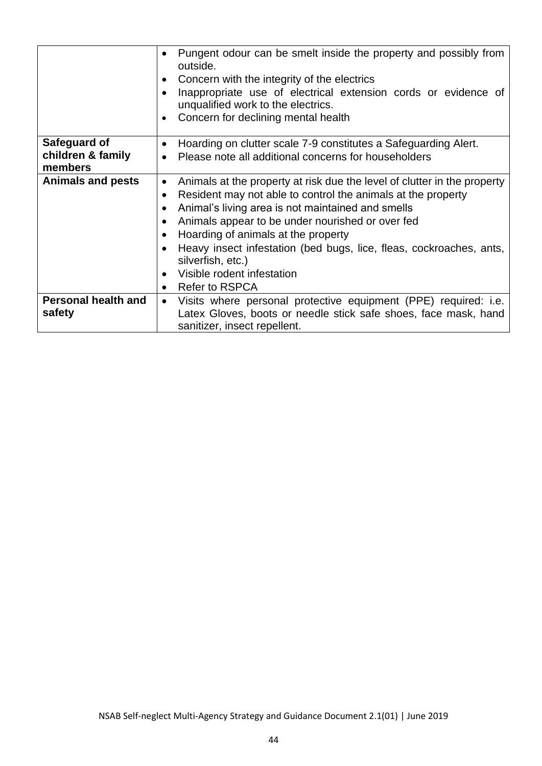| | |
|---|---|
| | • Pungent odour can be smelt inside the property and possibly from outside.<br>• Concern with the integrity of the electrics<br>• Inappropriate use of electrical extension cords or evidence of unqualified work to the electrics.<br>• Concern for declining mental health |
| **Safeguard of children & family members** | • Hoarding on clutter scale 7-9 constitutes a Safeguarding Alert.<br>• Please note all additional concerns for householders |
| **Animals and pests** | • Animals at the property at risk due the level of clutter in the property<br>• Resident may not able to control the animals at the property<br>• Animal's living area is not maintained and smells<br>• Animals appear to be under nourished or over fed<br>• Hoarding of animals at the property<br>• Heavy insect infestation (bed bugs, lice, fleas, cockroaches, ants, silverfish, etc.)<br>• Visible rodent infestation<br>• Refer to RSPCA |
| **Personal health and safety** | • Visits where personal protective equipment (PPE) required: i.e. Latex Gloves, boots or needle stick safe shoes, face mask, hand sanitizer, insect repellent. |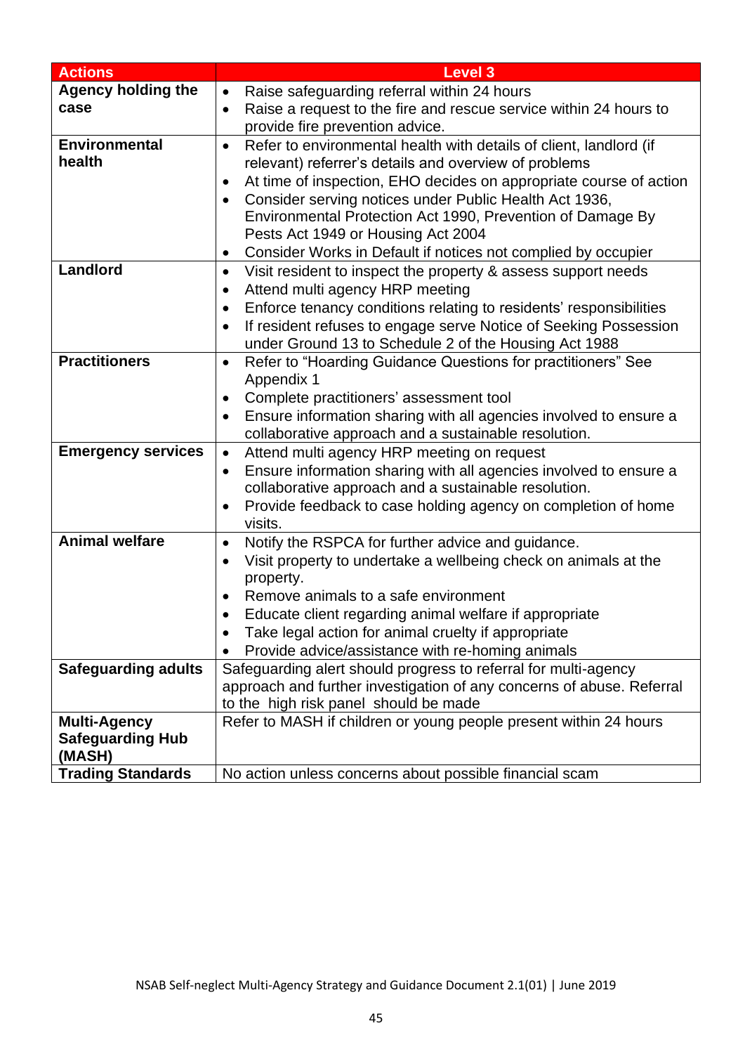| Actions | Level 3 |
|---|---|
| **Agency holding the case** | • Raise safeguarding referral within 24 hours<br>• Raise a request to the fire and rescue service within 24 hours to provide fire prevention advice. |
| **Environmental health** | • Refer to environmental health with details of client, landlord (if relevant) referrer's details and overview of problems<br>• At time of inspection, EHO decides on appropriate course of action<br>• Consider serving notices under Public Health Act 1936, Environmental Protection Act 1990, Prevention of Damage By Pests Act 1949 or Housing Act 2004<br>• Consider Works in Default if notices not complied by occupier |
| **Landlord** | • Visit resident to inspect the property & assess support needs<br>• Attend multi agency HRP meeting<br>• Enforce tenancy conditions relating to residents' responsibilities<br>• If resident refuses to engage serve Notice of Seeking Possession under Ground 13 to Schedule 2 of the Housing Act 1988 |
| **Practitioners** | • Refer to "Hoarding Guidance Questions for practitioners" See Appendix 1<br>• Complete practitioners' assessment tool<br>• Ensure information sharing with all agencies involved to ensure a collaborative approach and a sustainable resolution. |
| **Emergency services** | • Attend multi agency HRP meeting on request<br>• Ensure information sharing with all agencies involved to ensure a collaborative approach and a sustainable resolution.<br>• Provide feedback to case holding agency on completion of home visits. |
| **Animal welfare** | • Notify the RSPCA for further advice and guidance.<br>• Visit property to undertake a wellbeing check on animals at the property.<br>• Remove animals to a safe environment<br>• Educate client regarding animal welfare if appropriate<br>• Take legal action for animal cruelty if appropriate<br>• Provide advice/assistance with re-homing animals |
| **Safeguarding adults** | Safeguarding alert should progress to referral for multi-agency approach and further investigation of any concerns of abuse. Referral to the high risk panel should be made |
| **Multi-Agency Safeguarding Hub (MASH)** | Refer to MASH if children or young people present within 24 hours |
| **Trading Standards** | No action unless concerns about possible financial scam |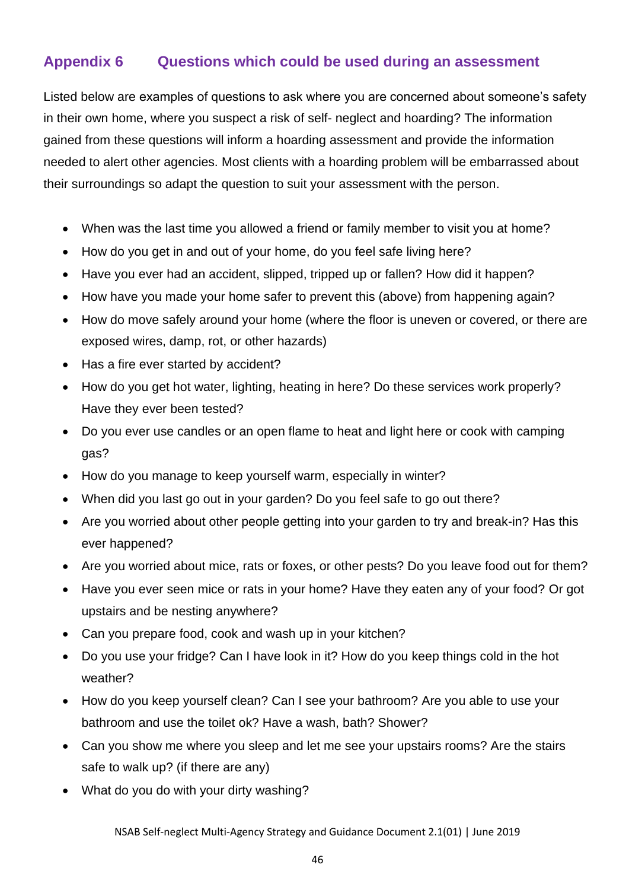## Appendix 6 Questions which could be used during an assessment

Listed below are examples of questions to ask where you are concerned about someone's safety in their own home, where you suspect a risk of self- neglect and hoarding? The information gained from these questions will inform a hoarding assessment and provide the information needed to alert other agencies. Most clients with a hoarding problem will be embarrassed about their surroundings so adapt the question to suit your assessment with the person.

- When was the last time you allowed a friend or family member to visit you at home?
- How do you get in and out of your home, do you feel safe living here?
- Have you ever had an accident, slipped, tripped up or fallen? How did it happen?
- How have you made your home safer to prevent this (above) from happening again?
- How do move safely around your home (where the floor is uneven or covered, or there are exposed wires, damp, rot, or other hazards)
- Has a fire ever started by accident?
- How do you get hot water, lighting, heating in here? Do these services work properly? Have they ever been tested?
- Do you ever use candles or an open flame to heat and light here or cook with camping gas?
- How do you manage to keep yourself warm, especially in winter?
- When did you last go out in your garden? Do you feel safe to go out there?
- Are you worried about other people getting into your garden to try and break-in? Has this ever happened?
- Are you worried about mice, rats or foxes, or other pests? Do you leave food out for them?
- Have you ever seen mice or rats in your home? Have they eaten any of your food? Or got upstairs and be nesting anywhere?
- Can you prepare food, cook and wash up in your kitchen?
- Do you use your fridge? Can I have look in it? How do you keep things cold in the hot weather?
- How do you keep yourself clean? Can I see your bathroom? Are you able to use your bathroom and use the toilet ok? Have a wash, bath? Shower?
- Can you show me where you sleep and let me see your upstairs rooms? Are the stairs safe to walk up? (if there are any)
- What do you do with your dirty washing?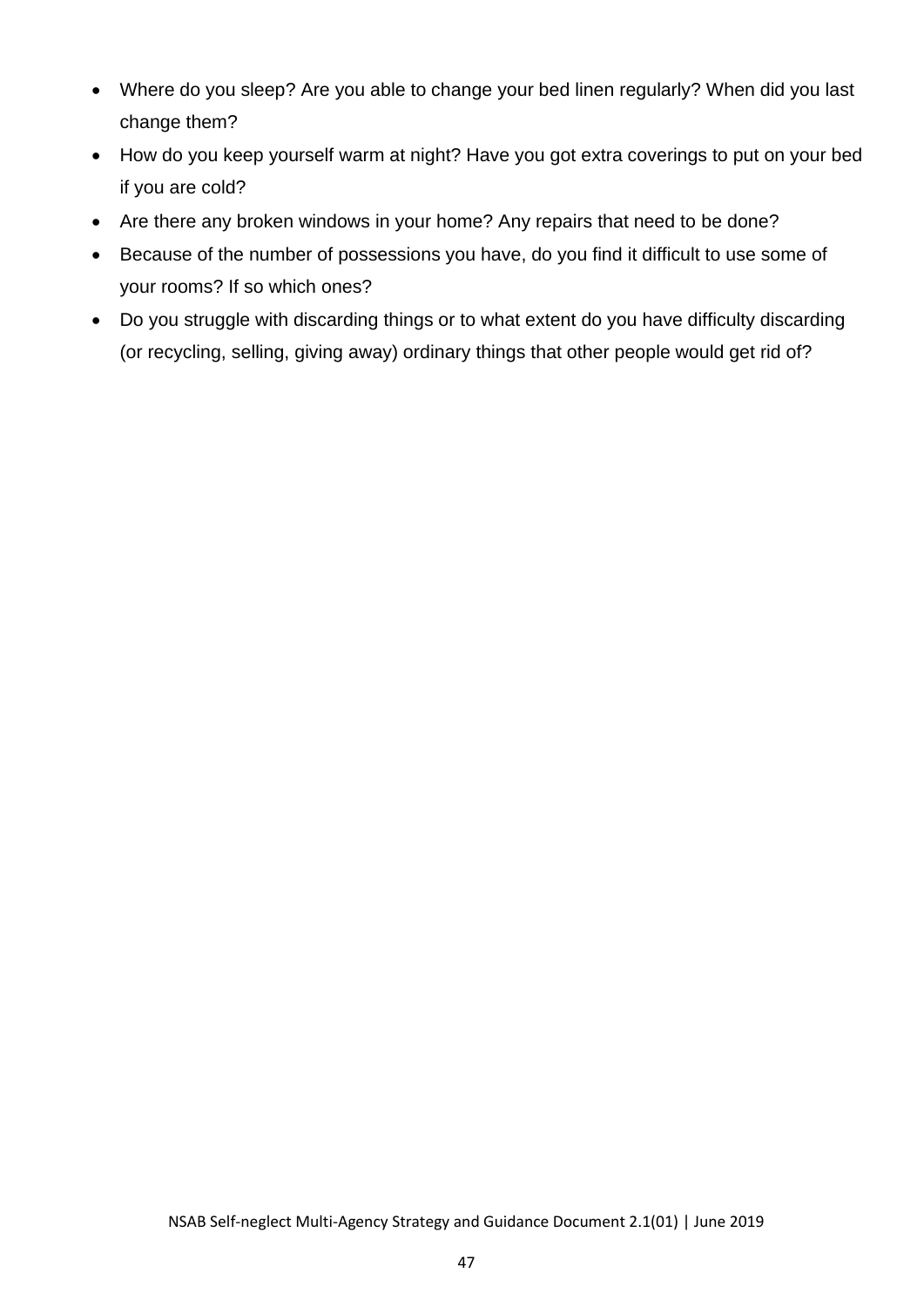- Where do you sleep? Are you able to change your bed linen regularly? When did you last change them?
- How do you keep yourself warm at night? Have you got extra coverings to put on your bed if you are cold?
- Are there any broken windows in your home? Any repairs that need to be done?
- Because of the number of possessions you have, do you find it difficult to use some of your rooms? If so which ones?
- Do you struggle with discarding things or to what extent do you have difficulty discarding (or recycling, selling, giving away) ordinary things that other people would get rid of?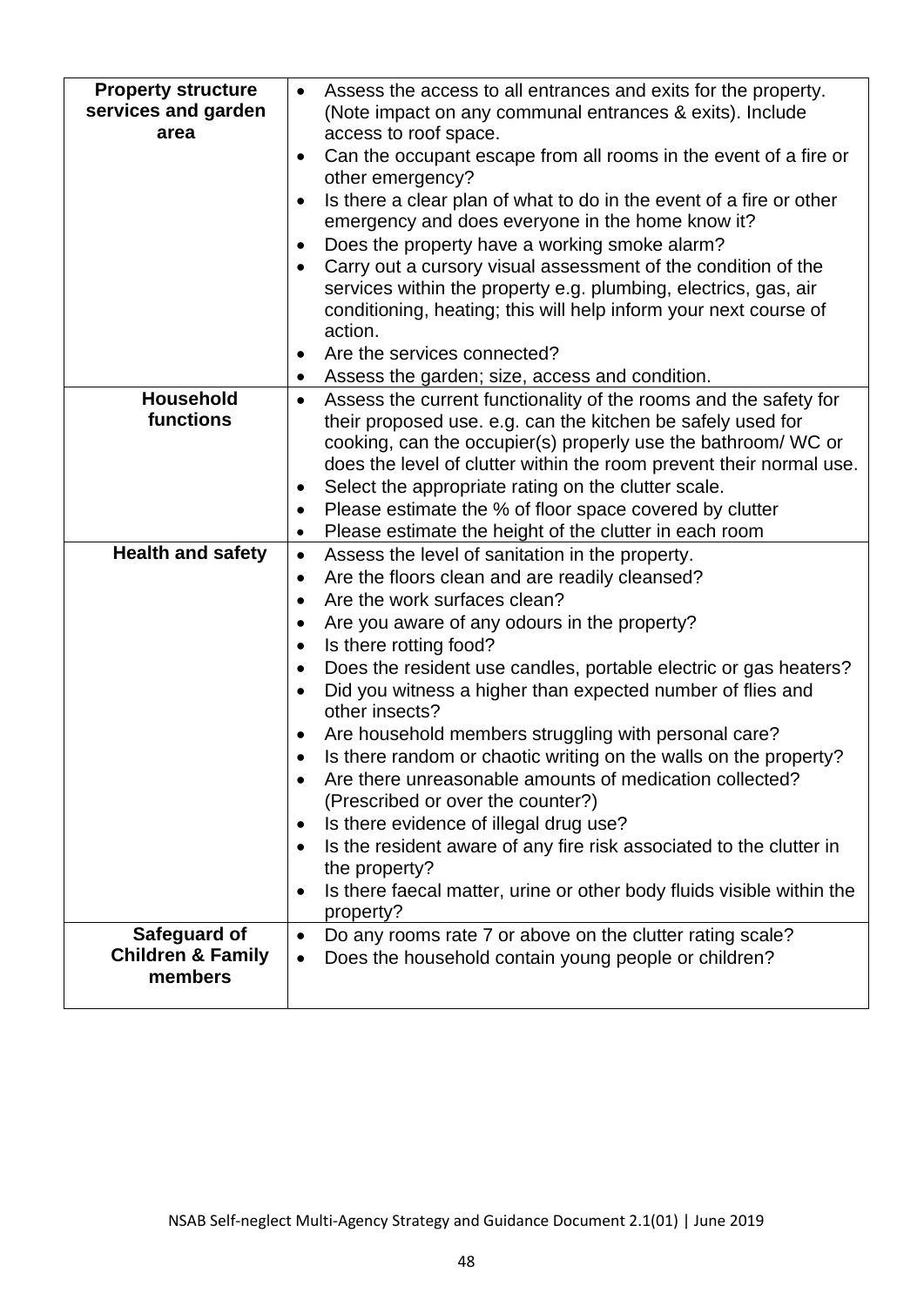| | |
|---|---|
| **Property structure services and garden area** | • Assess the access to all entrances and exits for the property. (Note impact on any communal entrances & exits). Include access to roof space.<br>• Can the occupant escape from all rooms in the event of a fire or other emergency?<br>• Is there a clear plan of what to do in the event of a fire or other emergency and does everyone in the home know it?<br>• Does the property have a working smoke alarm?<br>• Carry out a cursory visual assessment of the condition of the services within the property e.g. plumbing, electrics, gas, air conditioning, heating; this will help inform your next course of action.<br>• Are the services connected?<br>• Assess the garden; size, access and condition. |
| **Household functions** | • Assess the current functionality of the rooms and the safety for their proposed use. e.g. can the kitchen be safely used for cooking, can the occupier(s) properly use the bathroom/ WC or does the level of clutter within the room prevent their normal use.<br>• Select the appropriate rating on the clutter scale.<br>• Please estimate the % of floor space covered by clutter<br>• Please estimate the height of the clutter in each room |
| **Health and safety** | • Assess the level of sanitation in the property.<br>• Are the floors clean and are readily cleansed?<br>• Are the work surfaces clean?<br>• Are you aware of any odours in the property?<br>• Is there rotting food?<br>• Does the resident use candles, portable electric or gas heaters?<br>• Did you witness a higher than expected number of flies and other insects?<br>• Are household members struggling with personal care?<br>• Is there random or chaotic writing on the walls on the property?<br>• Are there unreasonable amounts of medication collected? (Prescribed or over the counter?)<br>• Is there evidence of illegal drug use?<br>• Is the resident aware of any fire risk associated to the clutter in the property?<br>• Is there faecal matter, urine or other body fluids visible within the property? |
| **Safeguard of Children & Family members** | • Do any rooms rate 7 or above on the clutter rating scale?<br>• Does the household contain young people or children? |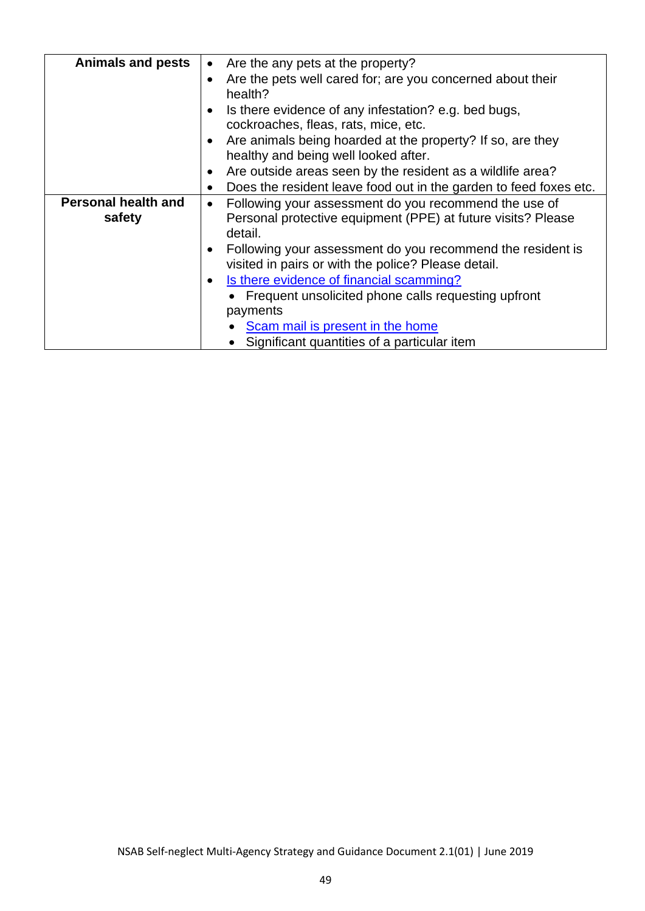| | |
|---|---|
| **Animals and pests** | • Are the any pets at the property?<br>• Are the pets well cared for; are you concerned about their health?<br>• Is there evidence of any infestation? e.g. bed bugs, cockroaches, fleas, rats, mice, etc.<br>• Are animals being hoarded at the property? If so, are they healthy and being well looked after.<br>• Are outside areas seen by the resident as a wildlife area?<br>• Does the resident leave food out in the garden to feed foxes etc. |
| **Personal health and safety** | • Following your assessment do you recommend the use of Personal protective equipment (PPE) at future visits? Please detail.<br>• Following your assessment do you recommend the resident is visited in pairs or with the police? Please detail.<br>• Is there evidence of financial scamming?<br>&nbsp;&nbsp;• Frequent unsolicited phone calls requesting upfront payments<br>&nbsp;&nbsp;• Scam mail is present in the home<br>&nbsp;&nbsp;• Significant quantities of a particular item |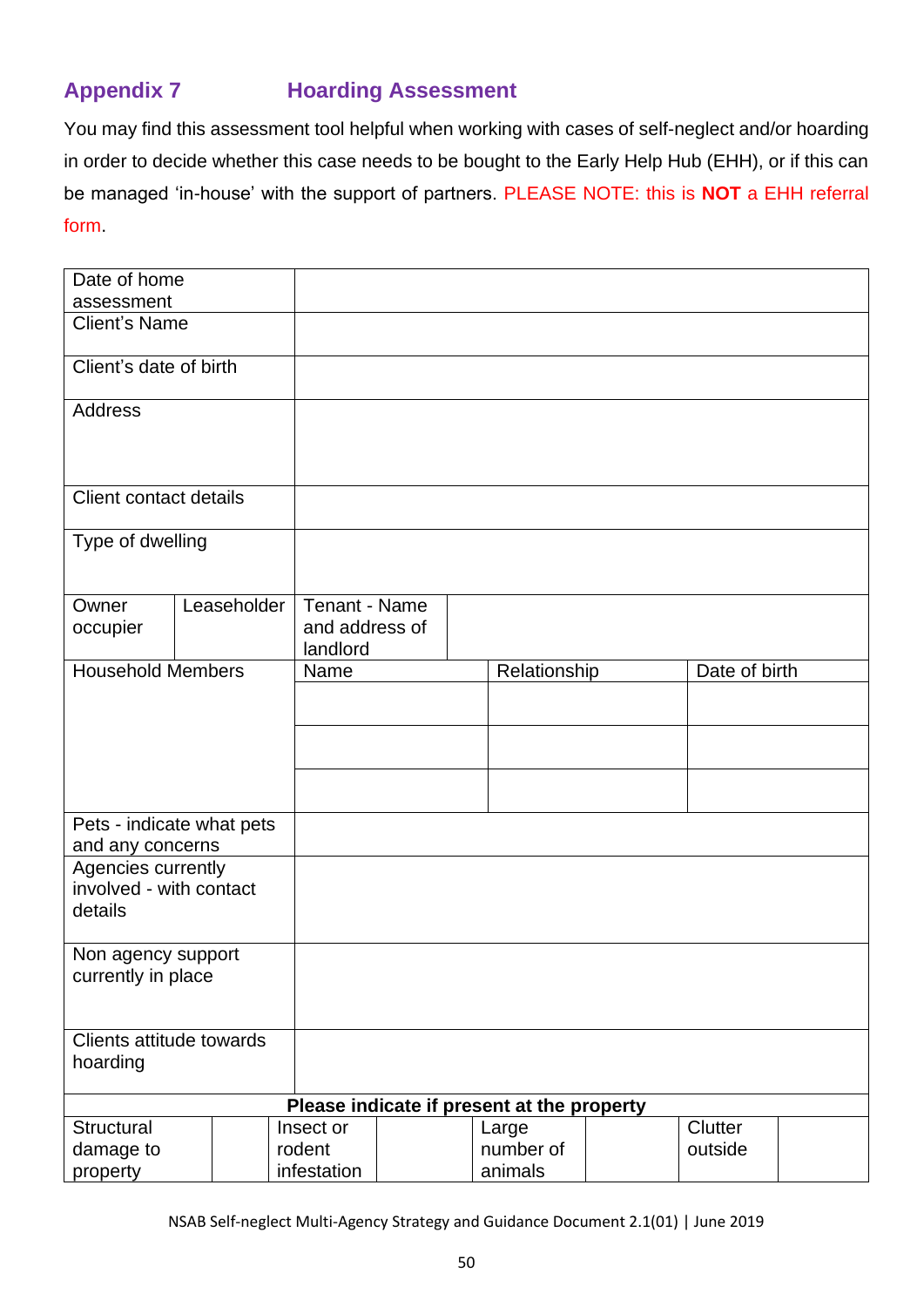## Appendix 7 Hoarding Assessment

You may find this assessment tool helpful when working with cases of self-neglect and/or hoarding in order to decide whether this case needs to be bought to the Early Help Hub (EHH), or if this can be managed 'in-house' with the support of partners. PLEASE NOTE: this is **NOT** a EHH referral form.

| | | | | | | | |
|---|---|---|---|---|---|---|---|
| Date of home assessment | | | | | | | |
| Client's Name | | | | | | | |
| Client's date of birth | | | | | | | |
| Address | | | | | | | |
| Client contact details | | | | | | | |
| Type of dwelling | | | | | | | |
| Owner occupier | Leaseholder | Tenant - Name and address of landlord | | | | | |
| Household Members | | Name | | Relationship | | Date of birth | |
| | | | | | | | |
| | | | | | | | |
| | | | | | | | |
| Pets - indicate what pets and any concerns | | | | | | | |
| Agencies currently involved - with contact details | | | | | | | |
| Non agency support currently in place | | | | | | | |
| Clients attitude towards hoarding | | | | | | | |
| **Please indicate if present at the property** | | | | | | | |
| Structural damage to property | | Insect or rodent infestation | | Large number of animals | | Clutter outside | |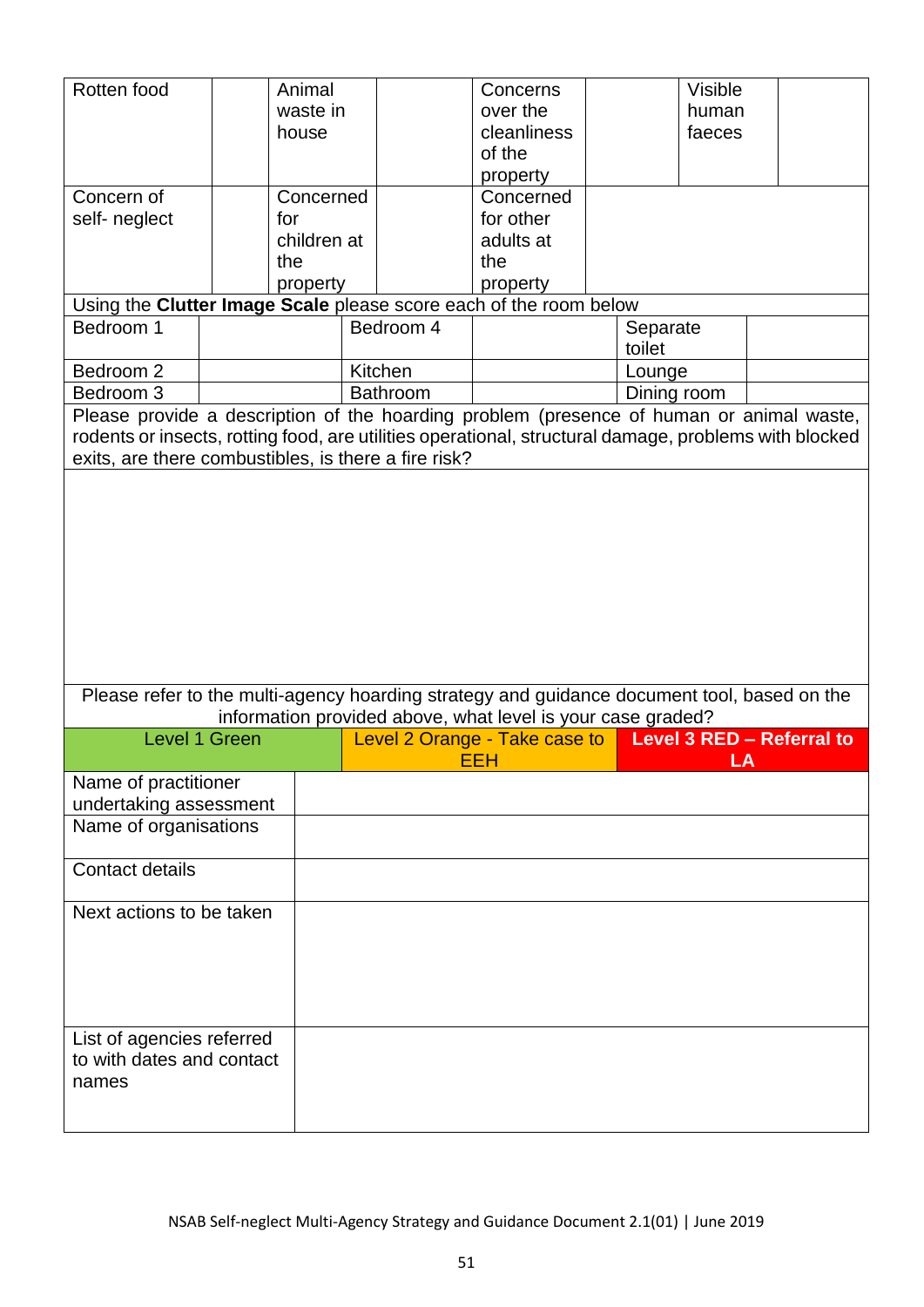| Rotten food | | Animal waste in house | | Concerns over the cleanliness of the property | | Visible human faeces | |
|---|---|---|---|---|---|---|---|
| Concern of self- neglect | | Concerned for children at the property | | Concerned for other adults at the property | | | |

Using the **Clutter Image Scale** please score each of the room below

| Bedroom 1 | | Bedroom 4 | | Separate toilet | |
|---|---|---|---|---|---|
| Bedroom 2 | | Kitchen | | Lounge | |
| Bedroom 3 | | Bathroom | | Dining room | |

Please provide a description of the hoarding problem (presence of human or animal waste, rodents or insects, rotting food, are utilities operational, structural damage, problems with blocked exits, are there combustibles, is there a fire risk?

Please refer to the multi-agency hoarding strategy and guidance document tool, based on the information provided above, what level is your case graded?

| Level 1 Green | Level 2 Orange - Take case to EEH | **Level 3 RED – Referral to LA** |
|---|---|---|

| | |
|---|---|
| Name of practitioner undertaking assessment | |
| Name of organisations | |
| Contact details | |
| Next actions to be taken | |
| List of agencies referred to with dates and contact names | |

NSAB Self-neglect Multi-Agency Strategy and Guidance Document 2.1(01) | June 2019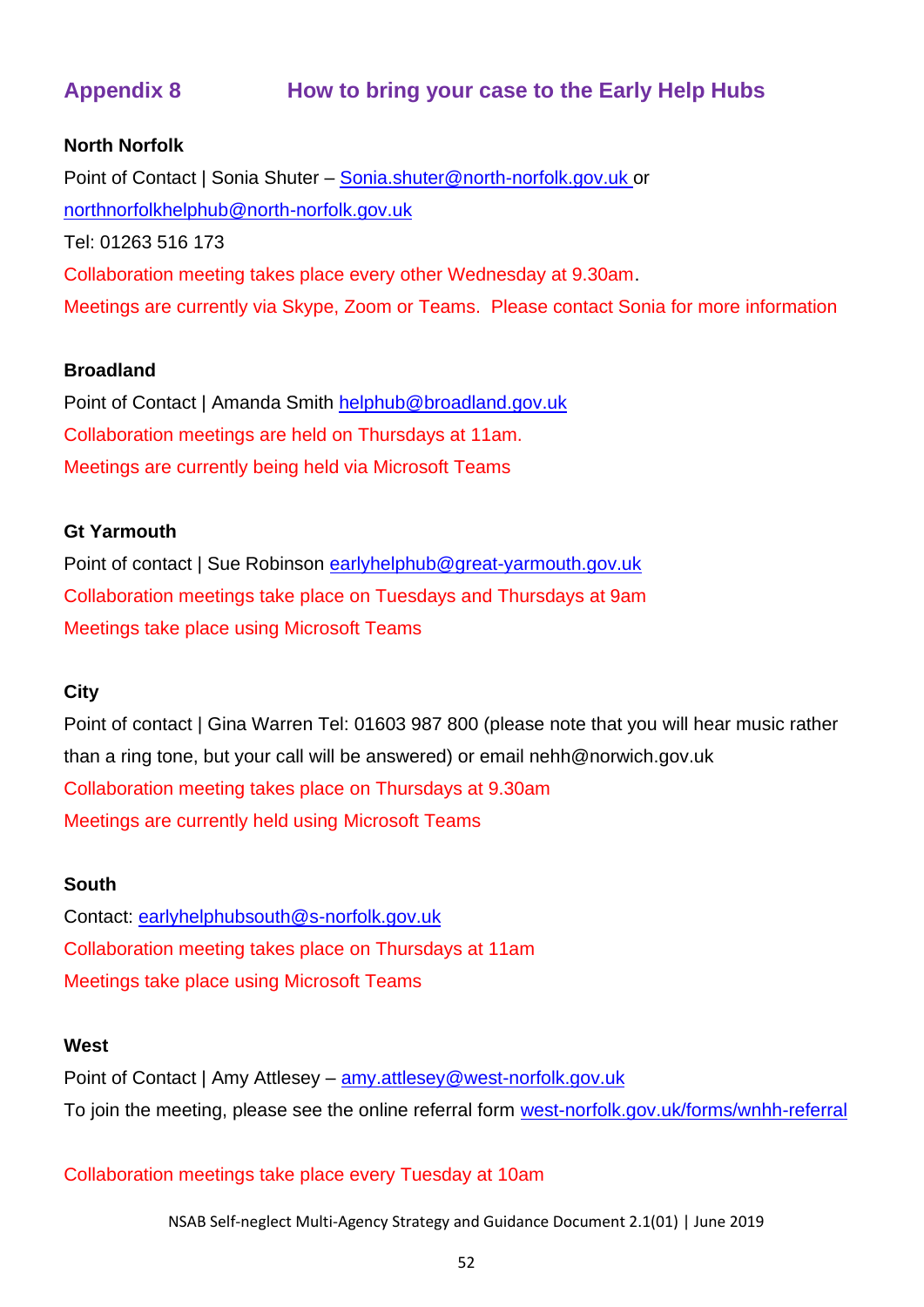## Appendix 8 How to bring your case to the Early Help Hubs

**North Norfolk**

Point of Contact | Sonia Shuter – Sonia.shuter@north-norfolk.gov.uk or northnorfolkhelphub@north-norfolk.gov.uk

Tel: 01263 516 173

Collaboration meeting takes place every other Wednesday at 9.30am.

Meetings are currently via Skype, Zoom or Teams. Please contact Sonia for more information

**Broadland**

Point of Contact | Amanda Smith helphub@broadland.gov.uk

Collaboration meetings are held on Thursdays at 11am.

Meetings are currently being held via Microsoft Teams

**Gt Yarmouth**

Point of contact | Sue Robinson earlyhelphub@great-yarmouth.gov.uk

Collaboration meetings take place on Tuesdays and Thursdays at 9am

Meetings take place using Microsoft Teams

**City**

Point of contact | Gina Warren Tel: 01603 987 800 (please note that you will hear music rather than a ring tone, but your call will be answered) or email nehh@norwich.gov.uk

Collaboration meeting takes place on Thursdays at 9.30am

Meetings are currently held using Microsoft Teams

**South**

Contact: earlyhelphubsouth@s-norfolk.gov.uk

Collaboration meeting takes place on Thursdays at 11am

Meetings take place using Microsoft Teams

**West**

Point of Contact | Amy Attlesey – amy.attlesey@west-norfolk.gov.uk

To join the meeting, please see the online referral form west-norfolk.gov.uk/forms/wnhh-referral

Collaboration meetings take place every Tuesday at 10am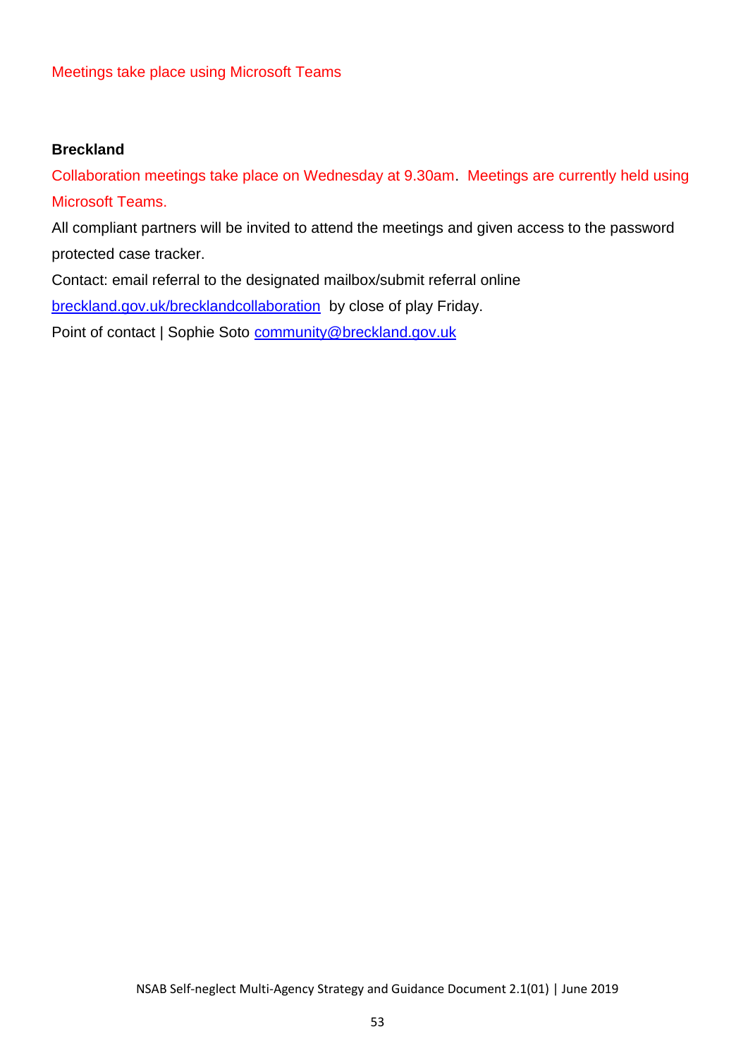Meetings take place using Microsoft Teams

**Breckland**

Collaboration meetings take place on Wednesday at 9.30am. Meetings are currently held using Microsoft Teams.

All compliant partners will be invited to attend the meetings and given access to the password protected case tracker.

Contact: email referral to the designated mailbox/submit referral online [breckland.gov.uk/brecklandcollaboration](breckland.gov.uk/brecklandcollaboration) by close of play Friday.

Point of contact | Sophie Soto [community@breckland.gov.uk](mailto:community@breckland.gov.uk)